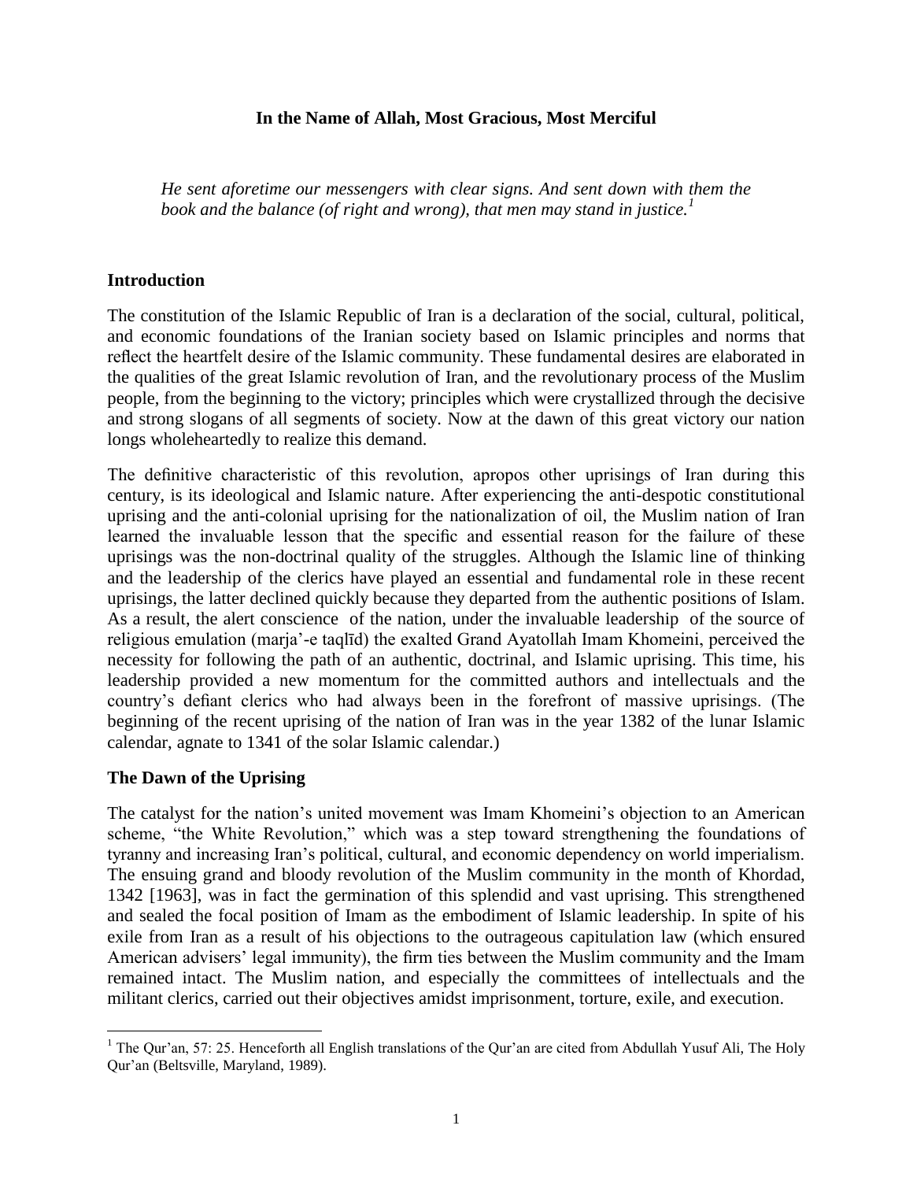**In the Name of Allah, Most Gracious, Most Merciful**

> *He sent aforetime our messengers with clear signs. And sent down with them the book and the balance (of right and wrong), that men may stand in justice.*[1]

## Introduction

The constitution of the Islamic Republic of Iran is a declaration of the social, cultural, political, and economic foundations of the Iranian society based on Islamic principles and norms that reflect the heartfelt desire of the Islamic community. These fundamental desires are elaborated in the qualities of the great Islamic revolution of Iran, and the revolutionary process of the Muslim people, from the beginning to the victory; principles which were crystallized through the decisive and strong slogans of all segments of society. Now at the dawn of this great victory our nation longs wholeheartedly to realize this demand.

The definitive characteristic of this revolution, apropos other uprisings of Iran during this century, is its ideological and Islamic nature. After experiencing the anti-despotic constitutional uprising and the anti-colonial uprising for the nationalization of oil, the Muslim nation of Iran learned the invaluable lesson that the specific and essential reason for the failure of these uprisings was the non-doctrinal quality of the struggles. Although the Islamic line of thinking and the leadership of the clerics have played an essential and fundamental role in these recent uprisings, the latter declined quickly because they departed from the authentic positions of Islam. As a result, the alert conscience of the nation, under the invaluable leadership of the source of religious emulation (marja'-e taqlīd) the exalted Grand Ayatollah Imam Khomeini, perceived the necessity for following the path of an authentic, doctrinal, and Islamic uprising. This time, his leadership provided a new momentum for the committed authors and intellectuals and the country's defiant clerics who had always been in the forefront of massive uprisings. (The beginning of the recent uprising of the nation of Iran was in the year 1382 of the lunar Islamic calendar, agnate to 1341 of the solar Islamic calendar.)

## The Dawn of the Uprising

The catalyst for the nation's united movement was Imam Khomeini's objection to an American scheme, "the White Revolution," which was a step toward strengthening the foundations of tyranny and increasing Iran's political, cultural, and economic dependency on world imperialism. The ensuing grand and bloody revolution of the Muslim community in the month of Khordad, 1342 [1963], was in fact the germination of this splendid and vast uprising. This strengthened and sealed the focal position of Imam as the embodiment of Islamic leadership. In spite of his exile from Iran as a result of his objections to the outrageous capitulation law (which ensured American advisers' legal immunity), the firm ties between the Muslim community and the Imam remained intact. The Muslim nation, and especially the committees of intellectuals and the militant clerics, carried out their objectives amidst imprisonment, torture, exile, and execution.

---

[1] The Qur'an, 57: 25. Henceforth all English translations of the Qur'an are cited from Abdullah Yusuf Ali, The Holy Qur'an (Beltsville, Maryland, 1989).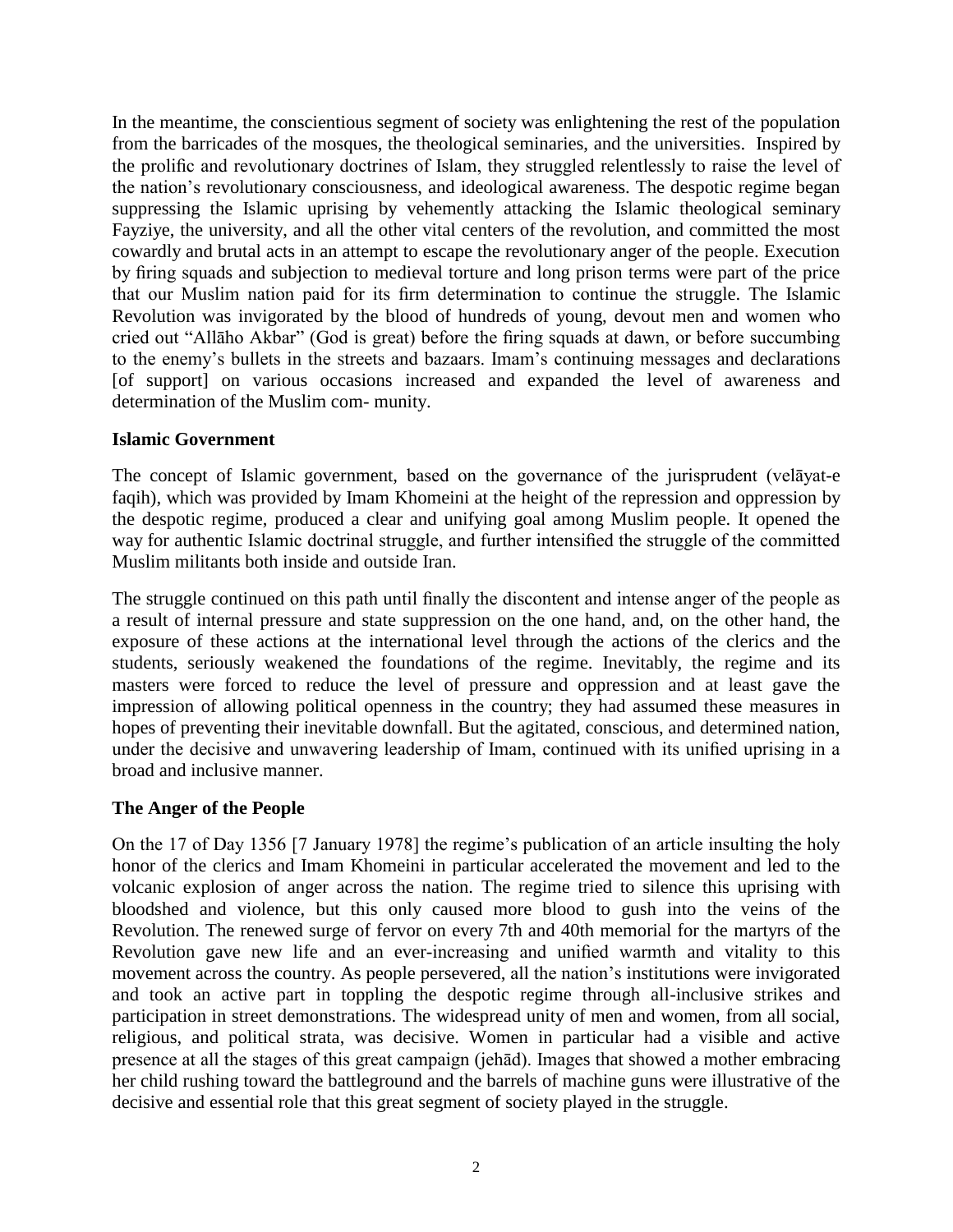In the meantime, the conscientious segment of society was enlightening the rest of the population from the barricades of the mosques, the theological seminaries, and the universities. Inspired by the prolific and revolutionary doctrines of Islam, they struggled relentlessly to raise the level of the nation's revolutionary consciousness, and ideological awareness. The despotic regime began suppressing the Islamic uprising by vehemently attacking the Islamic theological seminary Fayziye, the university, and all the other vital centers of the revolution, and committed the most cowardly and brutal acts in an attempt to escape the revolutionary anger of the people. Execution by firing squads and subjection to medieval torture and long prison terms were part of the price that our Muslim nation paid for its firm determination to continue the struggle. The Islamic Revolution was invigorated by the blood of hundreds of young, devout men and women who cried out "Allāho Akbar" (God is great) before the firing squads at dawn, or before succumbing to the enemy's bullets in the streets and bazaars. Imam's continuing messages and declarations [of support] on various occasions increased and expanded the level of awareness and determination of the Muslim com- munity.

**Islamic Government**

The concept of Islamic government, based on the governance of the jurisprudent (velāyat-e faqih), which was provided by Imam Khomeini at the height of the repression and oppression by the despotic regime, produced a clear and unifying goal among Muslim people. It opened the way for authentic Islamic doctrinal struggle, and further intensified the struggle of the committed Muslim militants both inside and outside Iran.

The struggle continued on this path until finally the discontent and intense anger of the people as a result of internal pressure and state suppression on the one hand, and, on the other hand, the exposure of these actions at the international level through the actions of the clerics and the students, seriously weakened the foundations of the regime. Inevitably, the regime and its masters were forced to reduce the level of pressure and oppression and at least gave the impression of allowing political openness in the country; they had assumed these measures in hopes of preventing their inevitable downfall. But the agitated, conscious, and determined nation, under the decisive and unwavering leadership of Imam, continued with its unified uprising in a broad and inclusive manner.

**The Anger of the People**

On the 17 of Day 1356 [7 January 1978] the regime's publication of an article insulting the holy honor of the clerics and Imam Khomeini in particular accelerated the movement and led to the volcanic explosion of anger across the nation. The regime tried to silence this uprising with bloodshed and violence, but this only caused more blood to gush into the veins of the Revolution. The renewed surge of fervor on every 7th and 40th memorial for the martyrs of the Revolution gave new life and an ever-increasing and unified warmth and vitality to this movement across the country. As people persevered, all the nation's institutions were invigorated and took an active part in toppling the despotic regime through all-inclusive strikes and participation in street demonstrations. The widespread unity of men and women, from all social, religious, and political strata, was decisive. Women in particular had a visible and active presence at all the stages of this great campaign (jehād). Images that showed a mother embracing her child rushing toward the battleground and the barrels of machine guns were illustrative of the decisive and essential role that this great segment of society played in the struggle.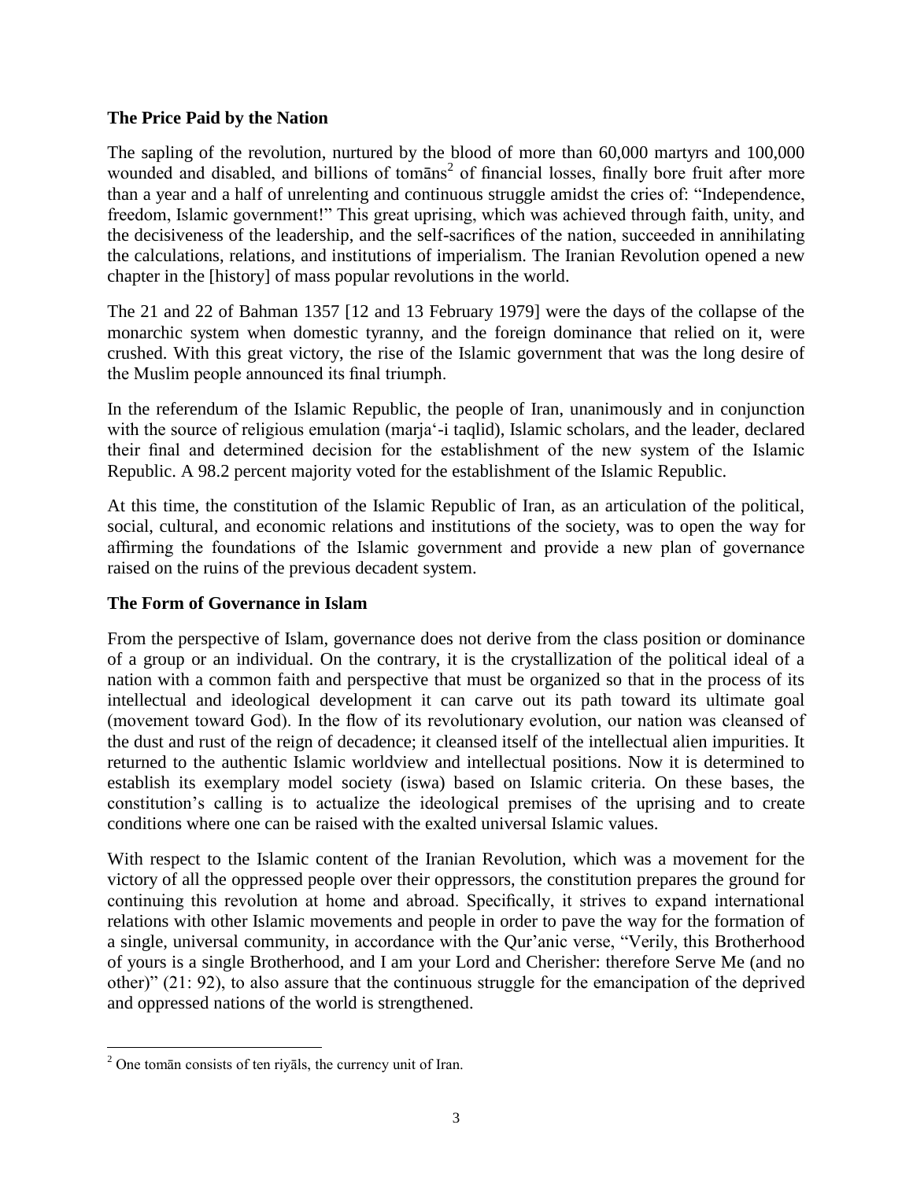### The Price Paid by the Nation

The sapling of the revolution, nurtured by the blood of more than 60,000 martyrs and 100,000 wounded and disabled, and billions of tomāns[2] of financial losses, finally bore fruit after more than a year and a half of unrelenting and continuous struggle amidst the cries of: "Independence, freedom, Islamic government!" This great uprising, which was achieved through faith, unity, and the decisiveness of the leadership, and the self-sacrifices of the nation, succeeded in annihilating the calculations, relations, and institutions of imperialism. The Iranian Revolution opened a new chapter in the [history] of mass popular revolutions in the world.

The 21 and 22 of Bahman 1357 [12 and 13 February 1979] were the days of the collapse of the monarchic system when domestic tyranny, and the foreign dominance that relied on it, were crushed. With this great victory, the rise of the Islamic government that was the long desire of the Muslim people announced its final triumph.

In the referendum of the Islamic Republic, the people of Iran, unanimously and in conjunction with the source of religious emulation (marja'-i taqlid), Islamic scholars, and the leader, declared their final and determined decision for the establishment of the new system of the Islamic Republic. A 98.2 percent majority voted for the establishment of the Islamic Republic.

At this time, the constitution of the Islamic Republic of Iran, as an articulation of the political, social, cultural, and economic relations and institutions of the society, was to open the way for affirming the foundations of the Islamic government and provide a new plan of governance raised on the ruins of the previous decadent system.

### The Form of Governance in Islam

From the perspective of Islam, governance does not derive from the class position or dominance of a group or an individual. On the contrary, it is the crystallization of the political ideal of a nation with a common faith and perspective that must be organized so that in the process of its intellectual and ideological development it can carve out its path toward its ultimate goal (movement toward God). In the flow of its revolutionary evolution, our nation was cleansed of the dust and rust of the reign of decadence; it cleansed itself of the intellectual alien impurities. It returned to the authentic Islamic worldview and intellectual positions. Now it is determined to establish its exemplary model society (iswa) based on Islamic criteria. On these bases, the constitution's calling is to actualize the ideological premises of the uprising and to create conditions where one can be raised with the exalted universal Islamic values.

With respect to the Islamic content of the Iranian Revolution, which was a movement for the victory of all the oppressed people over their oppressors, the constitution prepares the ground for continuing this revolution at home and abroad. Specifically, it strives to expand international relations with other Islamic movements and people in order to pave the way for the formation of a single, universal community, in accordance with the Qur'anic verse, "Verily, this Brotherhood of yours is a single Brotherhood, and I am your Lord and Cherisher: therefore Serve Me (and no other)" (21: 92), to also assure that the continuous struggle for the emancipation of the deprived and oppressed nations of the world is strengthened.

---

[2] One tomān consists of ten riyāls, the currency unit of Iran.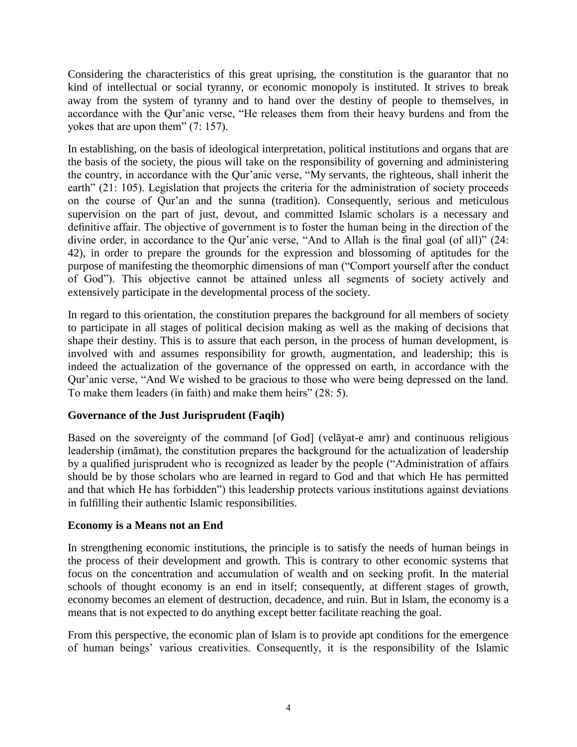Considering the characteristics of this great uprising, the constitution is the guarantor that no kind of intellectual or social tyranny, or economic monopoly is instituted. It strives to break away from the system of tyranny and to hand over the destiny of people to themselves, in accordance with the Qur'anic verse, "He releases them from their heavy burdens and from the yokes that are upon them" (7: 157).

In establishing, on the basis of ideological interpretation, political institutions and organs that are the basis of the society, the pious will take on the responsibility of governing and administering the country, in accordance with the Qur'anic verse, "My servants, the righteous, shall inherit the earth" (21: 105). Legislation that projects the criteria for the administration of society proceeds on the course of Qur'an and the sunna (tradition). Consequently, serious and meticulous supervision on the part of just, devout, and committed Islamic scholars is a necessary and definitive affair. The objective of government is to foster the human being in the direction of the divine order, in accordance to the Qur'anic verse, "And to Allah is the final goal (of all)" (24: 42), in order to prepare the grounds for the expression and blossoming of aptitudes for the purpose of manifesting the theomorphic dimensions of man ("Comport yourself after the conduct of God"). This objective cannot be attained unless all segments of society actively and extensively participate in the developmental process of the society.

In regard to this orientation, the constitution prepares the background for all members of society to participate in all stages of political decision making as well as the making of decisions that shape their destiny. This is to assure that each person, in the process of human development, is involved with and assumes responsibility for growth, augmentation, and leadership; this is indeed the actualization of the governance of the oppressed on earth, in accordance with the Qur'anic verse, "And We wished to be gracious to those who were being depressed on the land. To make them leaders (in faith) and make them heirs" (28: 5).

**Governance of the Just Jurisprudent (Faqih)**

Based on the sovereignty of the command [of God] (velāyat-e amr) and continuous religious leadership (imāmat), the constitution prepares the background for the actualization of leadership by a qualified jurisprudent who is recognized as leader by the people ("Administration of affairs should be by those scholars who are learned in regard to God and that which He has permitted and that which He has forbidden") this leadership protects various institutions against deviations in fulfilling their authentic Islamic responsibilities.

**Economy is a Means not an End**

In strengthening economic institutions, the principle is to satisfy the needs of human beings in the process of their development and growth. This is contrary to other economic systems that focus on the concentration and accumulation of wealth and on seeking profit. In the material schools of thought economy is an end in itself; consequently, at different stages of growth, economy becomes an element of destruction, decadence, and ruin. But in Islam, the economy is a means that is not expected to do anything except better facilitate reaching the goal.

From this perspective, the economic plan of Islam is to provide apt conditions for the emergence of human beings' various creativities. Consequently, it is the responsibility of the Islamic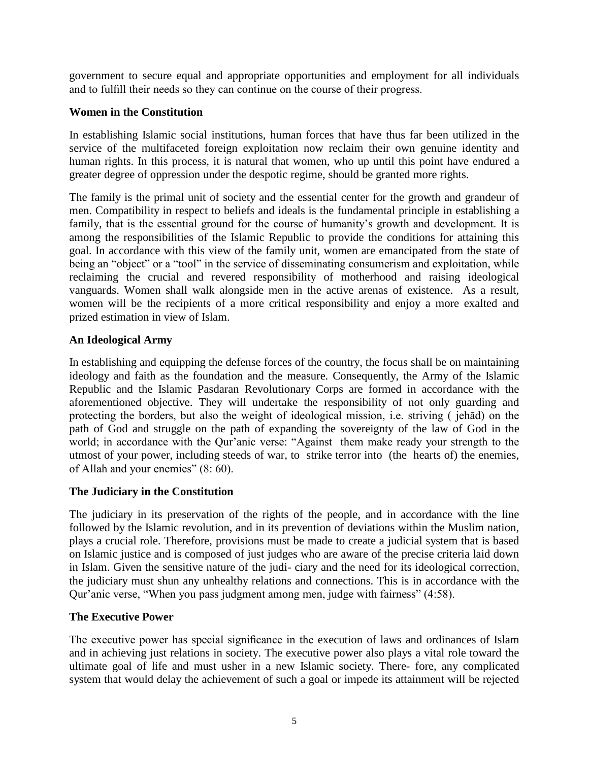government to secure equal and appropriate opportunities and employment for all individuals and to fulfill their needs so they can continue on the course of their progress.

**Women in the Constitution**

In establishing Islamic social institutions, human forces that have thus far been utilized in the service of the multifaceted foreign exploitation now reclaim their own genuine identity and human rights. In this process, it is natural that women, who up until this point have endured a greater degree of oppression under the despotic regime, should be granted more rights.

The family is the primal unit of society and the essential center for the growth and grandeur of men. Compatibility in respect to beliefs and ideals is the fundamental principle in establishing a family, that is the essential ground for the course of humanity's growth and development. It is among the responsibilities of the Islamic Republic to provide the conditions for attaining this goal. In accordance with this view of the family unit, women are emancipated from the state of being an "object" or a "tool" in the service of disseminating consumerism and exploitation, while reclaiming the crucial and revered responsibility of motherhood and raising ideological vanguards. Women shall walk alongside men in the active arenas of existence. As a result, women will be the recipients of a more critical responsibility and enjoy a more exalted and prized estimation in view of Islam.

**An Ideological Army**

In establishing and equipping the defense forces of the country, the focus shall be on maintaining ideology and faith as the foundation and the measure. Consequently, the Army of the Islamic Republic and the Islamic Pasdaran Revolutionary Corps are formed in accordance with the aforementioned objective. They will undertake the responsibility of not only guarding and protecting the borders, but also the weight of ideological mission, i.e. striving ( jehād) on the path of God and struggle on the path of expanding the sovereignty of the law of God in the world; in accordance with the Qur'anic verse: "Against them make ready your strength to the utmost of your power, including steeds of war, to strike terror into (the hearts of) the enemies, of Allah and your enemies" (8: 60).

**The Judiciary in the Constitution**

The judiciary in its preservation of the rights of the people, and in accordance with the line followed by the Islamic revolution, and in its prevention of deviations within the Muslim nation, plays a crucial role. Therefore, provisions must be made to create a judicial system that is based on Islamic justice and is composed of just judges who are aware of the precise criteria laid down in Islam. Given the sensitive nature of the judi- ciary and the need for its ideological correction, the judiciary must shun any unhealthy relations and connections. This is in accordance with the Qur'anic verse, "When you pass judgment among men, judge with fairness" (4:58).

**The Executive Power**

The executive power has special significance in the execution of laws and ordinances of Islam and in achieving just relations in society. The executive power also plays a vital role toward the ultimate goal of life and must usher in a new Islamic society. There- fore, any complicated system that would delay the achievement of such a goal or impede its attainment will be rejected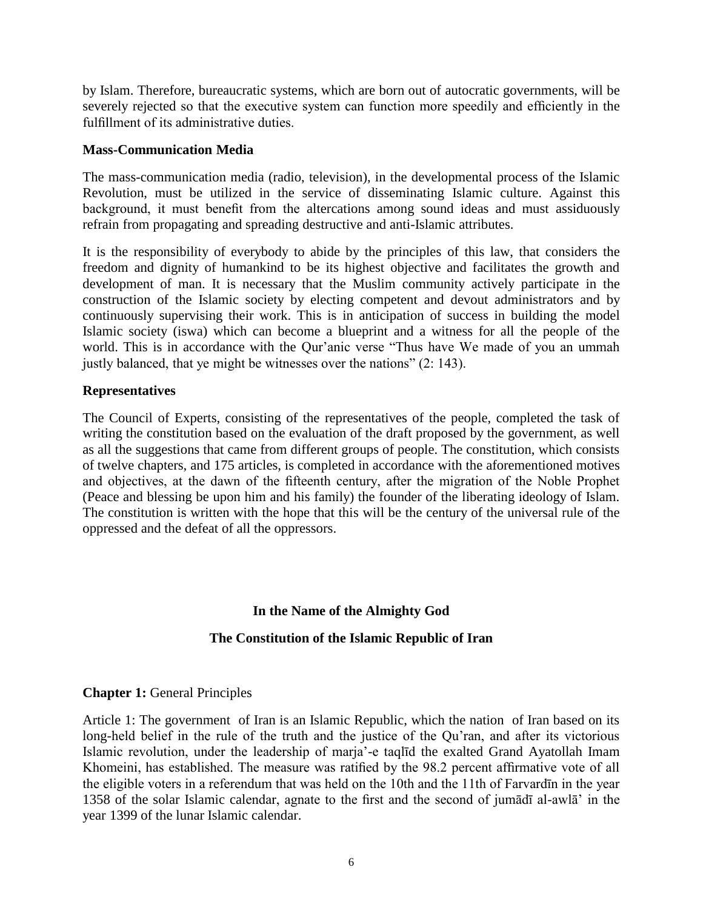by Islam. Therefore, bureaucratic systems, which are born out of autocratic governments, will be severely rejected so that the executive system can function more speedily and efficiently in the fulfillment of its administrative duties.

**Mass-Communication Media**

The mass-communication media (radio, television), in the developmental process of the Islamic Revolution, must be utilized in the service of disseminating Islamic culture. Against this background, it must benefit from the altercations among sound ideas and must assiduously refrain from propagating and spreading destructive and anti-Islamic attributes.

It is the responsibility of everybody to abide by the principles of this law, that considers the freedom and dignity of humankind to be its highest objective and facilitates the growth and development of man. It is necessary that the Muslim community actively participate in the construction of the Islamic society by electing competent and devout administrators and by continuously supervising their work. This is in anticipation of success in building the model Islamic society (iswa) which can become a blueprint and a witness for all the people of the world. This is in accordance with the Qur'anic verse "Thus have We made of you an ummah justly balanced, that ye might be witnesses over the nations" (2: 143).

**Representatives**

The Council of Experts, consisting of the representatives of the people, completed the task of writing the constitution based on the evaluation of the draft proposed by the government, as well as all the suggestions that came from different groups of people. The constitution, which consists of twelve chapters, and 175 articles, is completed in accordance with the aforementioned motives and objectives, at the dawn of the fifteenth century, after the migration of the Noble Prophet (Peace and blessing be upon him and his family) the founder of the liberating ideology of Islam. The constitution is written with the hope that this will be the century of the universal rule of the oppressed and the defeat of all the oppressors.

**In the Name of the Almighty God**

**The Constitution of the Islamic Republic of Iran**

**Chapter 1:** General Principles

Article 1: The government of Iran is an Islamic Republic, which the nation of Iran based on its long-held belief in the rule of the truth and the justice of the Qu'ran, and after its victorious Islamic revolution, under the leadership of marja'-e taqlīd the exalted Grand Ayatollah Imam Khomeini, has established. The measure was ratified by the 98.2 percent affirmative vote of all the eligible voters in a referendum that was held on the 10th and the 11th of Farvardīn in the year 1358 of the solar Islamic calendar, agnate to the first and the second of jumādī al-awlā' in the year 1399 of the lunar Islamic calendar.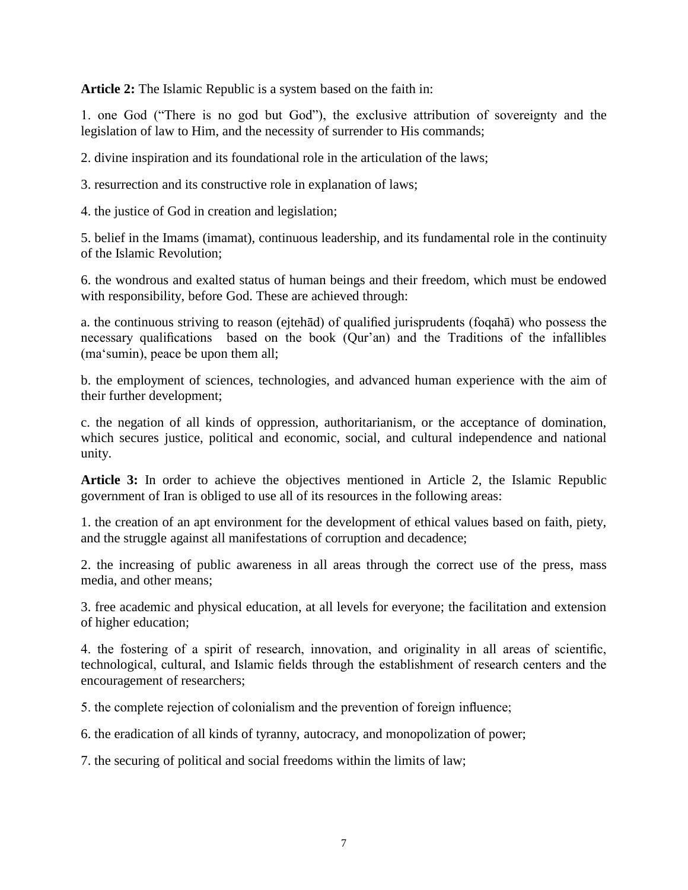**Article 2:** The Islamic Republic is a system based on the faith in:

1. one God ("There is no god but God"), the exclusive attribution of sovereignty and the legislation of law to Him, and the necessity of surrender to His commands;

2. divine inspiration and its foundational role in the articulation of the laws;

3. resurrection and its constructive role in explanation of laws;

4. the justice of God in creation and legislation;

5. belief in the Imams (imamat), continuous leadership, and its fundamental role in the continuity of the Islamic Revolution;

6. the wondrous and exalted status of human beings and their freedom, which must be endowed with responsibility, before God. These are achieved through:

a. the continuous striving to reason (ejtehād) of qualified jurisprudents (foqahā) who possess the necessary qualifications based on the book (Qur'an) and the Traditions of the infallibles (ma'sumin), peace be upon them all;

b. the employment of sciences, technologies, and advanced human experience with the aim of their further development;

c. the negation of all kinds of oppression, authoritarianism, or the acceptance of domination, which secures justice, political and economic, social, and cultural independence and national unity.

**Article 3:** In order to achieve the objectives mentioned in Article 2, the Islamic Republic government of Iran is obliged to use all of its resources in the following areas:

1. the creation of an apt environment for the development of ethical values based on faith, piety, and the struggle against all manifestations of corruption and decadence;

2. the increasing of public awareness in all areas through the correct use of the press, mass media, and other means;

3. free academic and physical education, at all levels for everyone; the facilitation and extension of higher education;

4. the fostering of a spirit of research, innovation, and originality in all areas of scientific, technological, cultural, and Islamic fields through the establishment of research centers and the encouragement of researchers;

5. the complete rejection of colonialism and the prevention of foreign influence;

6. the eradication of all kinds of tyranny, autocracy, and monopolization of power;

7. the securing of political and social freedoms within the limits of law;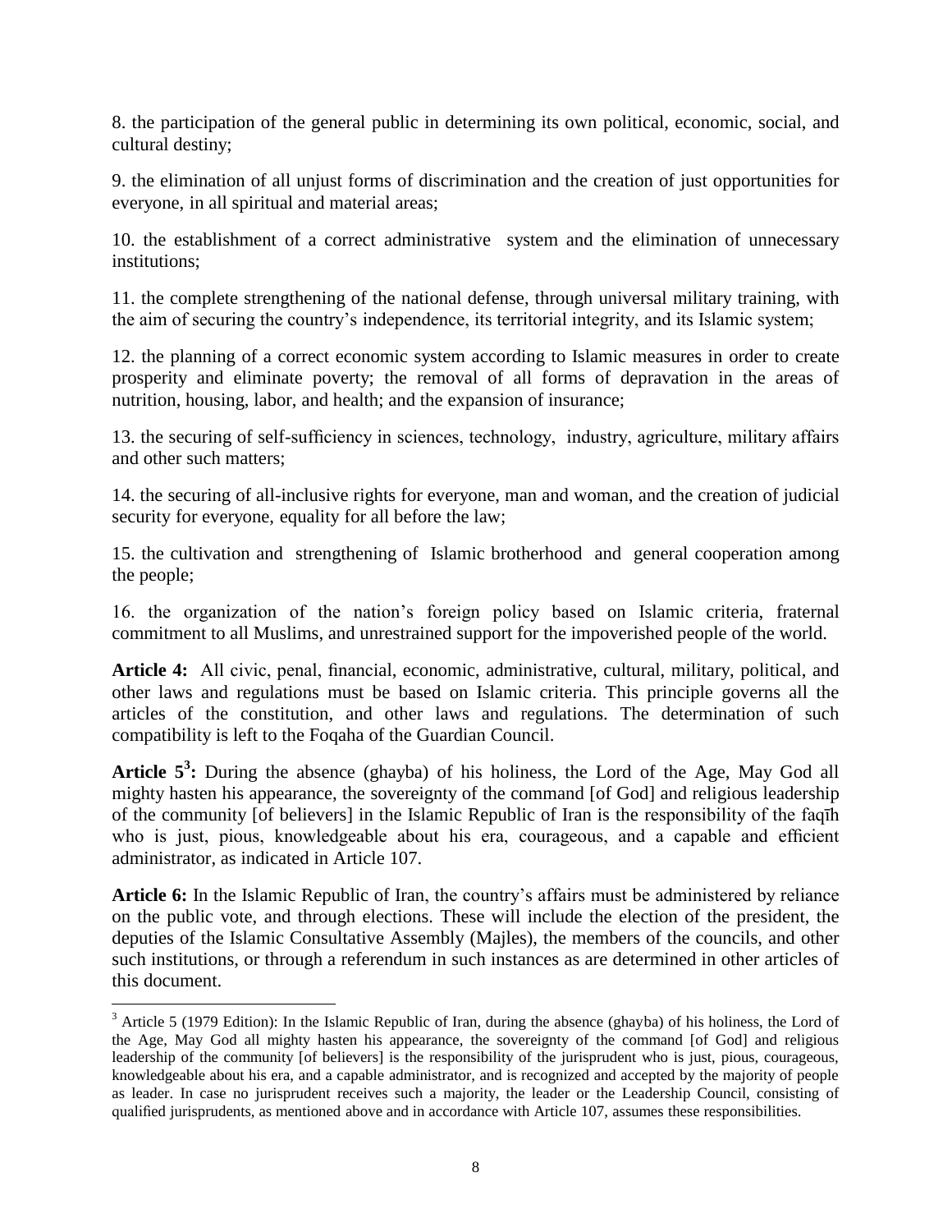8. the participation of the general public in determining its own political, economic, social, and cultural destiny;

9. the elimination of all unjust forms of discrimination and the creation of just opportunities for everyone, in all spiritual and material areas;

10. the establishment of a correct administrative system and the elimination of unnecessary institutions;

11. the complete strengthening of the national defense, through universal military training, with the aim of securing the country's independence, its territorial integrity, and its Islamic system;

12. the planning of a correct economic system according to Islamic measures in order to create prosperity and eliminate poverty; the removal of all forms of depravation in the areas of nutrition, housing, labor, and health; and the expansion of insurance;

13. the securing of self-sufficiency in sciences, technology, industry, agriculture, military affairs and other such matters;

14. the securing of all-inclusive rights for everyone, man and woman, and the creation of judicial security for everyone, equality for all before the law;

15. the cultivation and strengthening of Islamic brotherhood and general cooperation among the people;

16. the organization of the nation's foreign policy based on Islamic criteria, fraternal commitment to all Muslims, and unrestrained support for the impoverished people of the world.

**Article 4:** All civic, penal, financial, economic, administrative, cultural, military, political, and other laws and regulations must be based on Islamic criteria. This principle governs all the articles of the constitution, and other laws and regulations. The determination of such compatibility is left to the Foqaha of the Guardian Council.

**Article 5[3]:** During the absence (ghayba) of his holiness, the Lord of the Age, May God all mighty hasten his appearance, the sovereignty of the command [of God] and religious leadership of the community [of believers] in the Islamic Republic of Iran is the responsibility of the faqīh who is just, pious, knowledgeable about his era, courageous, and a capable and efficient administrator, as indicated in Article 107.

**Article 6:** In the Islamic Republic of Iran, the country's affairs must be administered by reliance on the public vote, and through elections. These will include the election of the president, the deputies of the Islamic Consultative Assembly (Majles), the members of the councils, and other such institutions, or through a referendum in such instances as are determined in other articles of this document.

---

[3] Article 5 (1979 Edition): In the Islamic Republic of Iran, during the absence (ghayba) of his holiness, the Lord of the Age, May God all mighty hasten his appearance, the sovereignty of the command [of God] and religious leadership of the community [of believers] is the responsibility of the jurisprudent who is just, pious, courageous, knowledgeable about his era, and a capable administrator, and is recognized and accepted by the majority of people as leader. In case no jurisprudent receives such a majority, the leader or the Leadership Council, consisting of qualified jurisprudents, as mentioned above and in accordance with Article 107, assumes these responsibilities.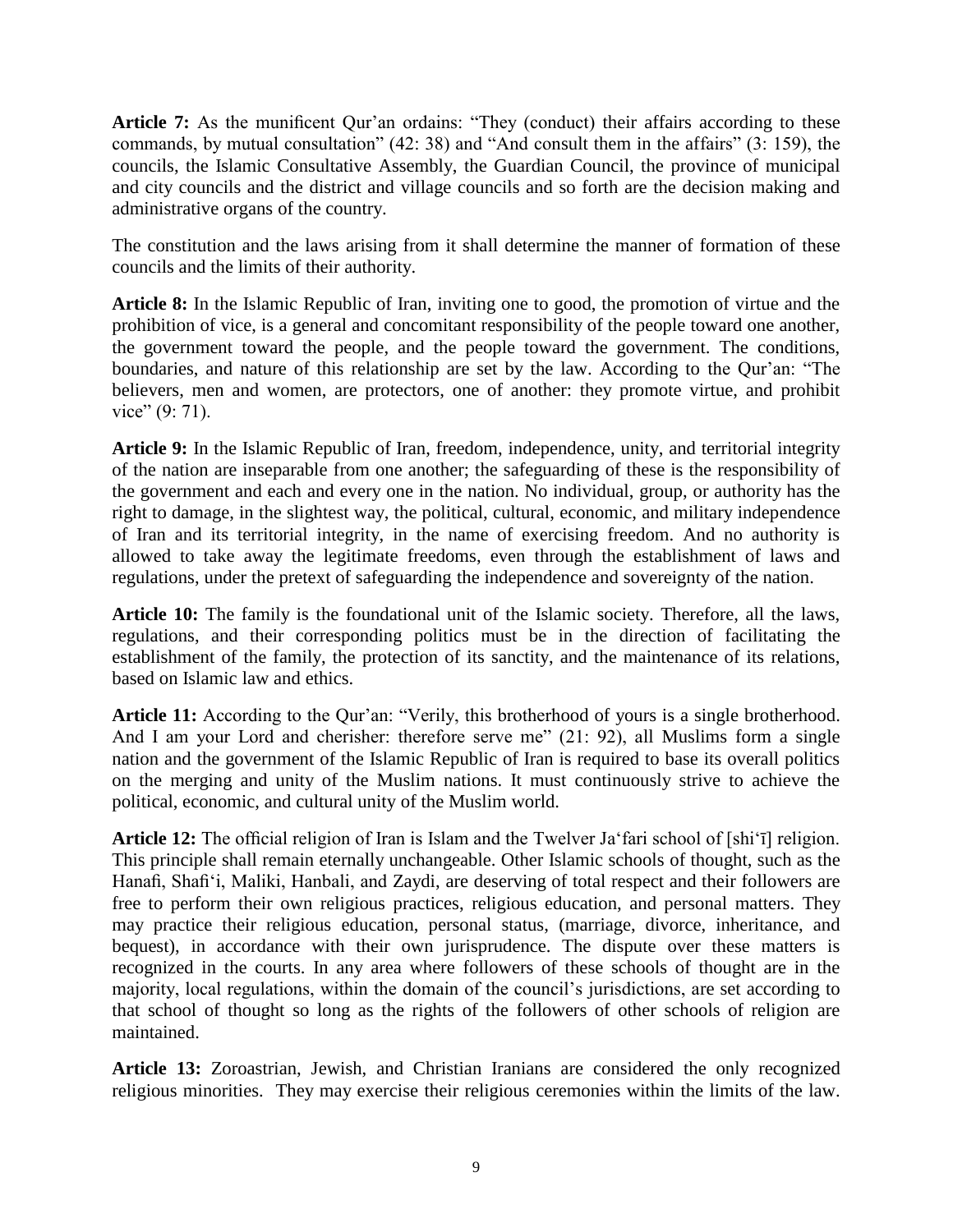**Article 7:** As the munificent Qur'an ordains: "They (conduct) their affairs according to these commands, by mutual consultation" (42: 38) and "And consult them in the affairs" (3: 159), the councils, the Islamic Consultative Assembly, the Guardian Council, the province of municipal and city councils and the district and village councils and so forth are the decision making and administrative organs of the country.

The constitution and the laws arising from it shall determine the manner of formation of these councils and the limits of their authority.

**Article 8:** In the Islamic Republic of Iran, inviting one to good, the promotion of virtue and the prohibition of vice, is a general and concomitant responsibility of the people toward one another, the government toward the people, and the people toward the government. The conditions, boundaries, and nature of this relationship are set by the law. According to the Qur'an: "The believers, men and women, are protectors, one of another: they promote virtue, and prohibit vice" (9: 71).

**Article 9:** In the Islamic Republic of Iran, freedom, independence, unity, and territorial integrity of the nation are inseparable from one another; the safeguarding of these is the responsibility of the government and each and every one in the nation. No individual, group, or authority has the right to damage, in the slightest way, the political, cultural, economic, and military independence of Iran and its territorial integrity, in the name of exercising freedom. And no authority is allowed to take away the legitimate freedoms, even through the establishment of laws and regulations, under the pretext of safeguarding the independence and sovereignty of the nation.

**Article 10:** The family is the foundational unit of the Islamic society. Therefore, all the laws, regulations, and their corresponding politics must be in the direction of facilitating the establishment of the family, the protection of its sanctity, and the maintenance of its relations, based on Islamic law and ethics.

**Article 11:** According to the Qur'an: "Verily, this brotherhood of yours is a single brotherhood. And I am your Lord and cherisher: therefore serve me" (21: 92), all Muslims form a single nation and the government of the Islamic Republic of Iran is required to base its overall politics on the merging and unity of the Muslim nations. It must continuously strive to achieve the political, economic, and cultural unity of the Muslim world.

**Article 12:** The official religion of Iran is Islam and the Twelver Ja'fari school of [shi'ī] religion. This principle shall remain eternally unchangeable. Other Islamic schools of thought, such as the Hanafi, Shafi'i, Maliki, Hanbali, and Zaydi, are deserving of total respect and their followers are free to perform their own religious practices, religious education, and personal matters. They may practice their religious education, personal status, (marriage, divorce, inheritance, and bequest), in accordance with their own jurisprudence. The dispute over these matters is recognized in the courts. In any area where followers of these schools of thought are in the majority, local regulations, within the domain of the council's jurisdictions, are set according to that school of thought so long as the rights of the followers of other schools of religion are maintained.

**Article 13:** Zoroastrian, Jewish, and Christian Iranians are considered the only recognized religious minorities. They may exercise their religious ceremonies within the limits of the law.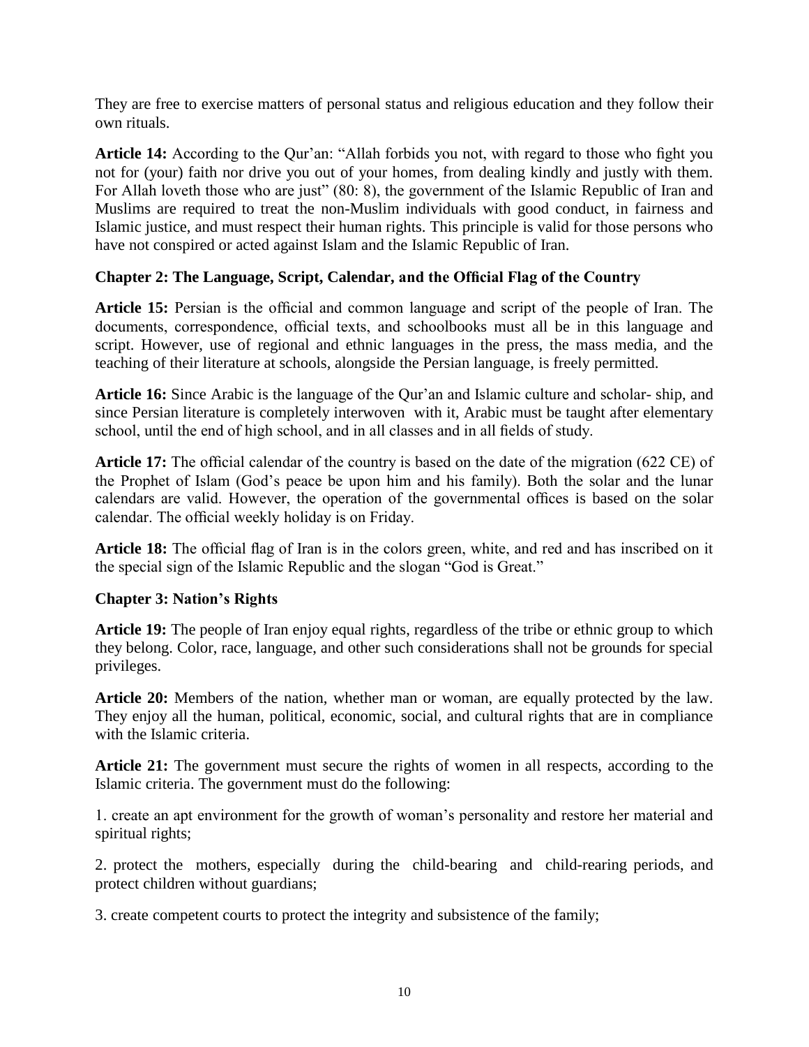They are free to exercise matters of personal status and religious education and they follow their own rituals.

**Article 14:** According to the Qur'an: "Allah forbids you not, with regard to those who fight you not for (your) faith nor drive you out of your homes, from dealing kindly and justly with them. For Allah loveth those who are just" (80: 8), the government of the Islamic Republic of Iran and Muslims are required to treat the non-Muslim individuals with good conduct, in fairness and Islamic justice, and must respect their human rights. This principle is valid for those persons who have not conspired or acted against Islam and the Islamic Republic of Iran.

### Chapter 2: The Language, Script, Calendar, and the Official Flag of the Country

**Article 15:** Persian is the official and common language and script of the people of Iran. The documents, correspondence, official texts, and schoolbooks must all be in this language and script. However, use of regional and ethnic languages in the press, the mass media, and the teaching of their literature at schools, alongside the Persian language, is freely permitted.

**Article 16:** Since Arabic is the language of the Qur'an and Islamic culture and scholar- ship, and since Persian literature is completely interwoven with it, Arabic must be taught after elementary school, until the end of high school, and in all classes and in all fields of study.

**Article 17:** The official calendar of the country is based on the date of the migration (622 CE) of the Prophet of Islam (God's peace be upon him and his family). Both the solar and the lunar calendars are valid. However, the operation of the governmental offices is based on the solar calendar. The official weekly holiday is on Friday.

**Article 18:** The official flag of Iran is in the colors green, white, and red and has inscribed on it the special sign of the Islamic Republic and the slogan "God is Great."

### Chapter 3: Nation's Rights

**Article 19:** The people of Iran enjoy equal rights, regardless of the tribe or ethnic group to which they belong. Color, race, language, and other such considerations shall not be grounds for special privileges.

**Article 20:** Members of the nation, whether man or woman, are equally protected by the law. They enjoy all the human, political, economic, social, and cultural rights that are in compliance with the Islamic criteria.

**Article 21:** The government must secure the rights of women in all respects, according to the Islamic criteria. The government must do the following:

1. create an apt environment for the growth of woman's personality and restore her material and spiritual rights;

2. protect the mothers, especially during the child-bearing and child-rearing periods, and protect children without guardians;

3. create competent courts to protect the integrity and subsistence of the family;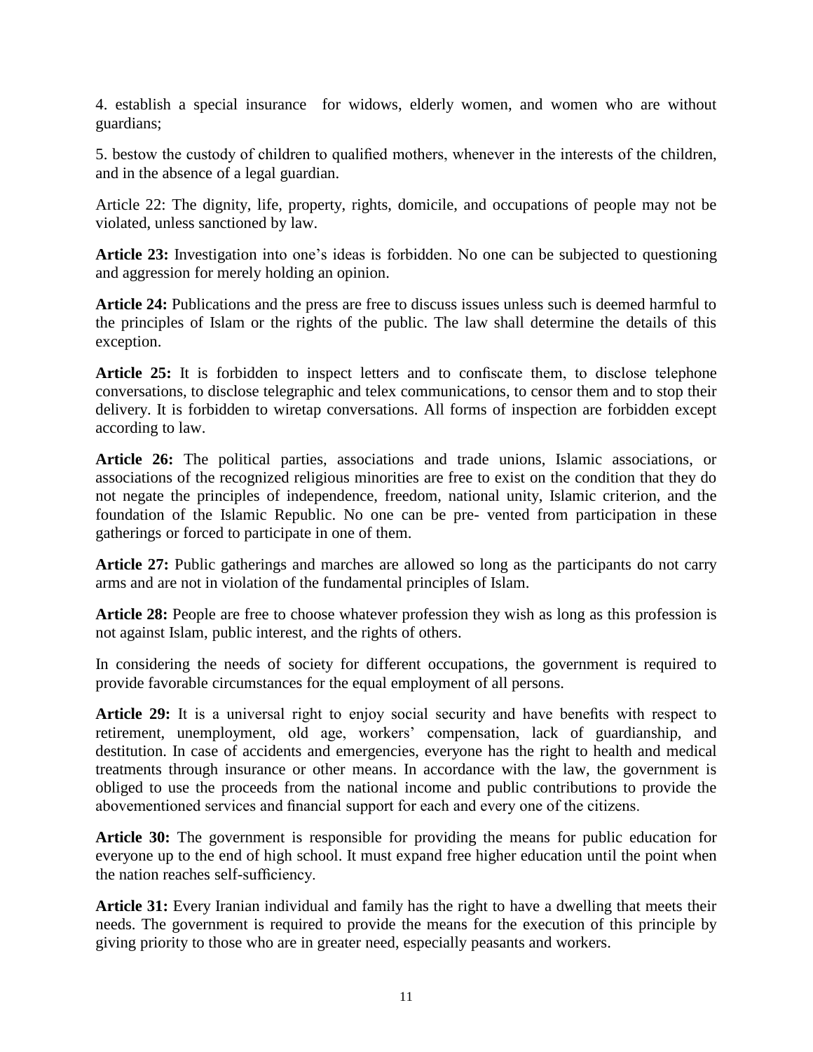4. establish a special insurance for widows, elderly women, and women who are without guardians;

5. bestow the custody of children to qualified mothers, whenever in the interests of the children, and in the absence of a legal guardian.

Article 22: The dignity, life, property, rights, domicile, and occupations of people may not be violated, unless sanctioned by law.

**Article 23:** Investigation into one's ideas is forbidden. No one can be subjected to questioning and aggression for merely holding an opinion.

**Article 24:** Publications and the press are free to discuss issues unless such is deemed harmful to the principles of Islam or the rights of the public. The law shall determine the details of this exception.

**Article 25:** It is forbidden to inspect letters and to confiscate them, to disclose telephone conversations, to disclose telegraphic and telex communications, to censor them and to stop their delivery. It is forbidden to wiretap conversations. All forms of inspection are forbidden except according to law.

**Article 26:** The political parties, associations and trade unions, Islamic associations, or associations of the recognized religious minorities are free to exist on the condition that they do not negate the principles of independence, freedom, national unity, Islamic criterion, and the foundation of the Islamic Republic. No one can be pre- vented from participation in these gatherings or forced to participate in one of them.

**Article 27:** Public gatherings and marches are allowed so long as the participants do not carry arms and are not in violation of the fundamental principles of Islam.

**Article 28:** People are free to choose whatever profession they wish as long as this profession is not against Islam, public interest, and the rights of others.

In considering the needs of society for different occupations, the government is required to provide favorable circumstances for the equal employment of all persons.

**Article 29:** It is a universal right to enjoy social security and have benefits with respect to retirement, unemployment, old age, workers' compensation, lack of guardianship, and destitution. In case of accidents and emergencies, everyone has the right to health and medical treatments through insurance or other means. In accordance with the law, the government is obliged to use the proceeds from the national income and public contributions to provide the abovementioned services and financial support for each and every one of the citizens.

**Article 30:** The government is responsible for providing the means for public education for everyone up to the end of high school. It must expand free higher education until the point when the nation reaches self-sufficiency.

**Article 31:** Every Iranian individual and family has the right to have a dwelling that meets their needs. The government is required to provide the means for the execution of this principle by giving priority to those who are in greater need, especially peasants and workers.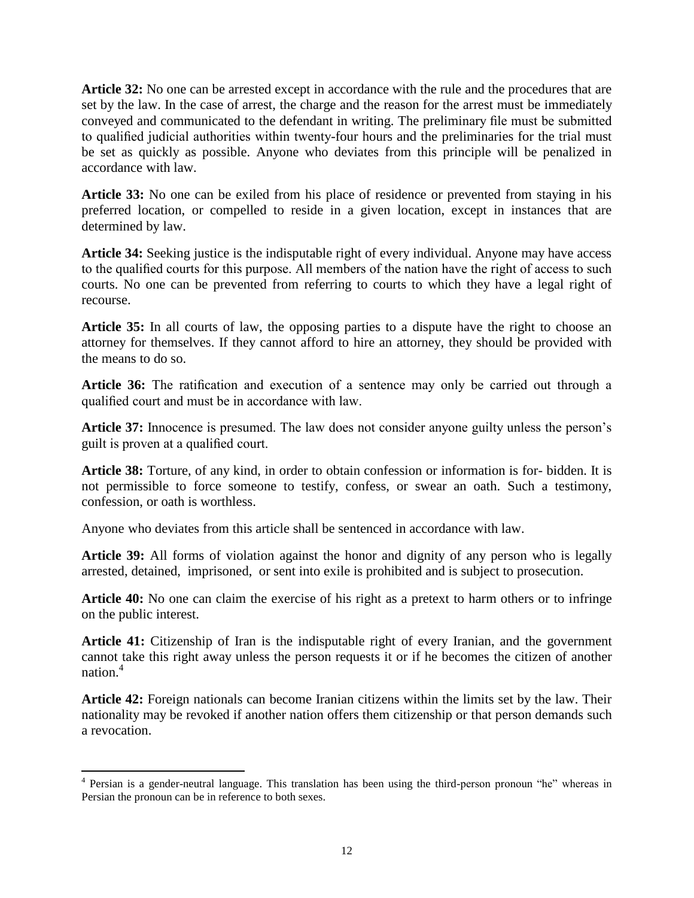**Article 32:** No one can be arrested except in accordance with the rule and the procedures that are set by the law. In the case of arrest, the charge and the reason for the arrest must be immediately conveyed and communicated to the defendant in writing. The preliminary file must be submitted to qualified judicial authorities within twenty-four hours and the preliminaries for the trial must be set as quickly as possible. Anyone who deviates from this principle will be penalized in accordance with law.

**Article 33:** No one can be exiled from his place of residence or prevented from staying in his preferred location, or compelled to reside in a given location, except in instances that are determined by law.

**Article 34:** Seeking justice is the indisputable right of every individual. Anyone may have access to the qualified courts for this purpose. All members of the nation have the right of access to such courts. No one can be prevented from referring to courts to which they have a legal right of recourse.

**Article 35:** In all courts of law, the opposing parties to a dispute have the right to choose an attorney for themselves. If they cannot afford to hire an attorney, they should be provided with the means to do so.

**Article 36:** The ratification and execution of a sentence may only be carried out through a qualified court and must be in accordance with law.

**Article 37:** Innocence is presumed. The law does not consider anyone guilty unless the person's guilt is proven at a qualified court.

**Article 38:** Torture, of any kind, in order to obtain confession or information is for- bidden. It is not permissible to force someone to testify, confess, or swear an oath. Such a testimony, confession, or oath is worthless.

Anyone who deviates from this article shall be sentenced in accordance with law.

**Article 39:** All forms of violation against the honor and dignity of any person who is legally arrested, detained, imprisoned, or sent into exile is prohibited and is subject to prosecution.

**Article 40:** No one can claim the exercise of his right as a pretext to harm others or to infringe on the public interest.

**Article 41:** Citizenship of Iran is the indisputable right of every Iranian, and the government cannot take this right away unless the person requests it or if he becomes the citizen of another nation.[4]

**Article 42:** Foreign nationals can become Iranian citizens within the limits set by the law. Their nationality may be revoked if another nation offers them citizenship or that person demands such a revocation.

---

[4] Persian is a gender-neutral language. This translation has been using the third-person pronoun "he" whereas in Persian the pronoun can be in reference to both sexes.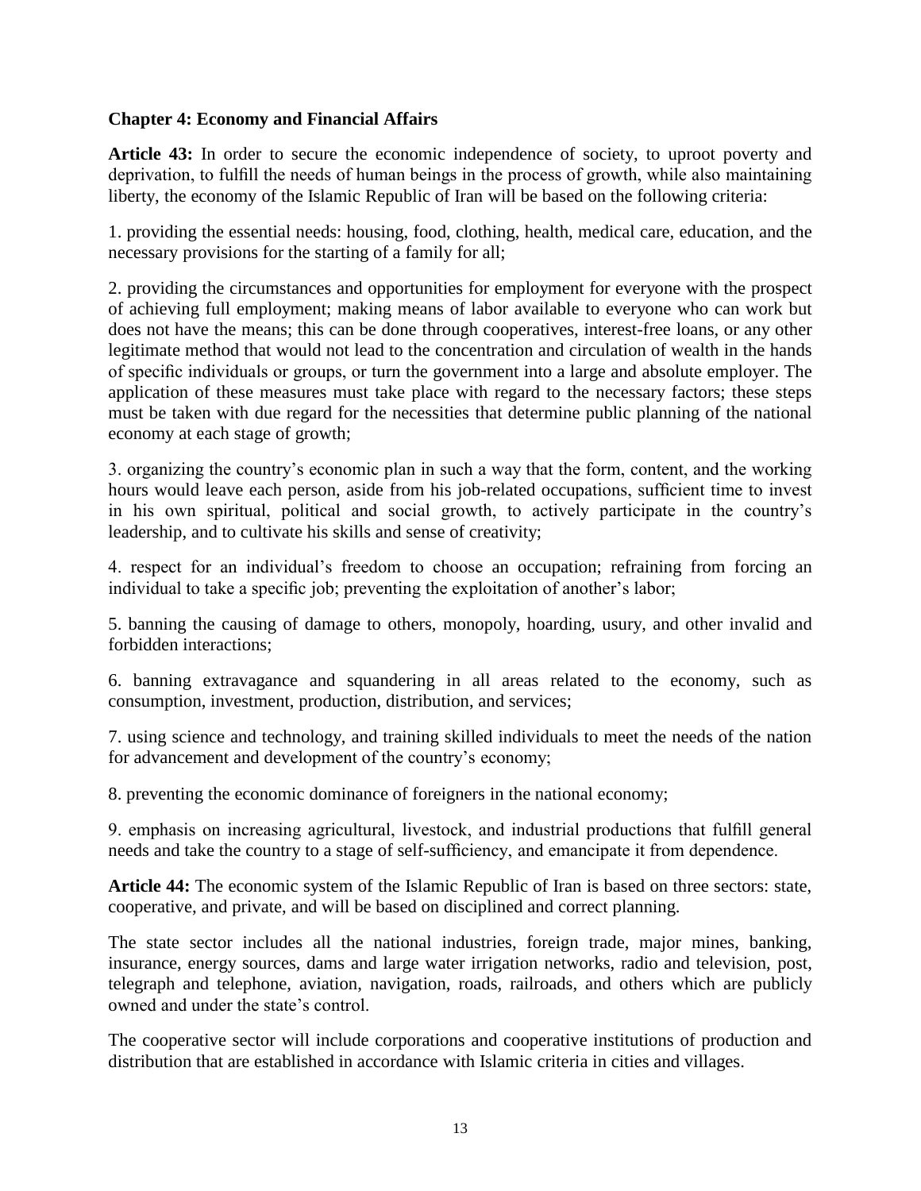**Chapter 4: Economy and Financial Affairs**

**Article 43:** In order to secure the economic independence of society, to uproot poverty and deprivation, to fulfill the needs of human beings in the process of growth, while also maintaining liberty, the economy of the Islamic Republic of Iran will be based on the following criteria:

1. providing the essential needs: housing, food, clothing, health, medical care, education, and the necessary provisions for the starting of a family for all;

2. providing the circumstances and opportunities for employment for everyone with the prospect of achieving full employment; making means of labor available to everyone who can work but does not have the means; this can be done through cooperatives, interest-free loans, or any other legitimate method that would not lead to the concentration and circulation of wealth in the hands of specific individuals or groups, or turn the government into a large and absolute employer. The application of these measures must take place with regard to the necessary factors; these steps must be taken with due regard for the necessities that determine public planning of the national economy at each stage of growth;

3. organizing the country's economic plan in such a way that the form, content, and the working hours would leave each person, aside from his job-related occupations, sufficient time to invest in his own spiritual, political and social growth, to actively participate in the country's leadership, and to cultivate his skills and sense of creativity;

4. respect for an individual's freedom to choose an occupation; refraining from forcing an individual to take a specific job; preventing the exploitation of another's labor;

5. banning the causing of damage to others, monopoly, hoarding, usury, and other invalid and forbidden interactions;

6. banning extravagance and squandering in all areas related to the economy, such as consumption, investment, production, distribution, and services;

7. using science and technology, and training skilled individuals to meet the needs of the nation for advancement and development of the country's economy;

8. preventing the economic dominance of foreigners in the national economy;

9. emphasis on increasing agricultural, livestock, and industrial productions that fulfill general needs and take the country to a stage of self-sufficiency, and emancipate it from dependence.

**Article 44:** The economic system of the Islamic Republic of Iran is based on three sectors: state, cooperative, and private, and will be based on disciplined and correct planning.

The state sector includes all the national industries, foreign trade, major mines, banking, insurance, energy sources, dams and large water irrigation networks, radio and television, post, telegraph and telephone, aviation, navigation, roads, railroads, and others which are publicly owned and under the state's control.

The cooperative sector will include corporations and cooperative institutions of production and distribution that are established in accordance with Islamic criteria in cities and villages.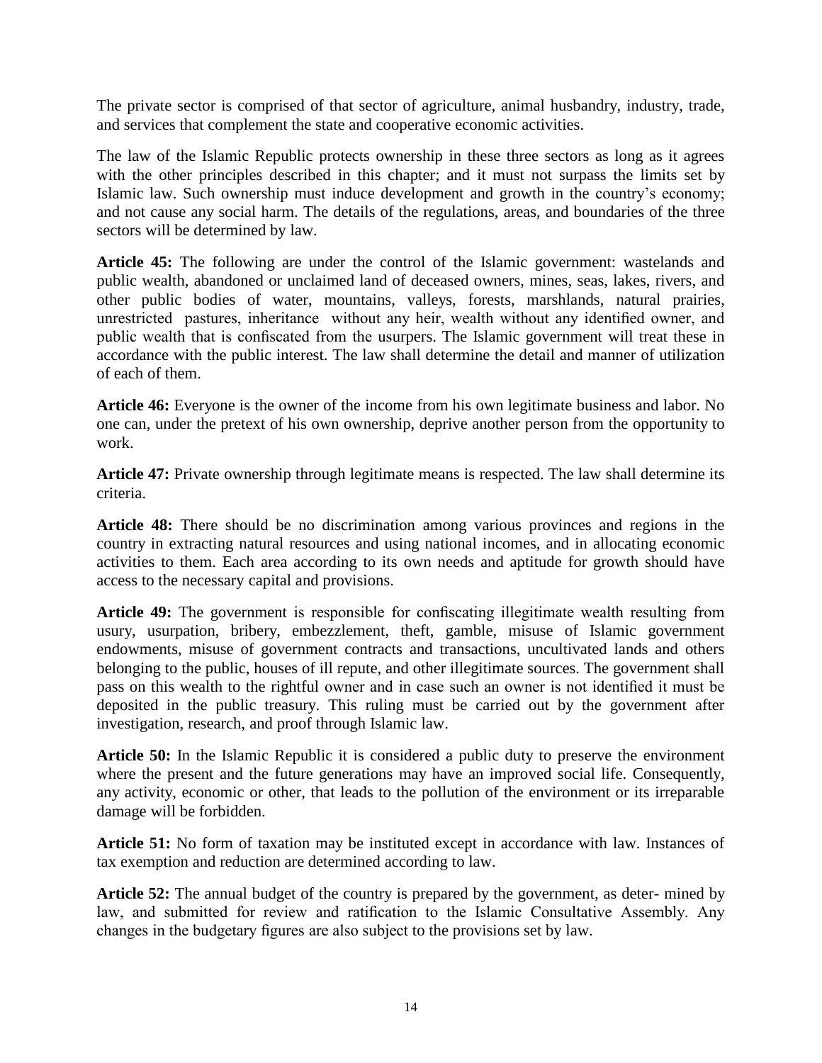The private sector is comprised of that sector of agriculture, animal husbandry, industry, trade, and services that complement the state and cooperative economic activities.

The law of the Islamic Republic protects ownership in these three sectors as long as it agrees with the other principles described in this chapter; and it must not surpass the limits set by Islamic law. Such ownership must induce development and growth in the country's economy; and not cause any social harm. The details of the regulations, areas, and boundaries of the three sectors will be determined by law.

**Article 45:** The following are under the control of the Islamic government: wastelands and public wealth, abandoned or unclaimed land of deceased owners, mines, seas, lakes, rivers, and other public bodies of water, mountains, valleys, forests, marshlands, natural prairies, unrestricted pastures, inheritance without any heir, wealth without any identified owner, and public wealth that is confiscated from the usurpers. The Islamic government will treat these in accordance with the public interest. The law shall determine the detail and manner of utilization of each of them.

**Article 46:** Everyone is the owner of the income from his own legitimate business and labor. No one can, under the pretext of his own ownership, deprive another person from the opportunity to work.

**Article 47:** Private ownership through legitimate means is respected. The law shall determine its criteria.

**Article 48:** There should be no discrimination among various provinces and regions in the country in extracting natural resources and using national incomes, and in allocating economic activities to them. Each area according to its own needs and aptitude for growth should have access to the necessary capital and provisions.

**Article 49:** The government is responsible for confiscating illegitimate wealth resulting from usury, usurpation, bribery, embezzlement, theft, gamble, misuse of Islamic government endowments, misuse of government contracts and transactions, uncultivated lands and others belonging to the public, houses of ill repute, and other illegitimate sources. The government shall pass on this wealth to the rightful owner and in case such an owner is not identified it must be deposited in the public treasury. This ruling must be carried out by the government after investigation, research, and proof through Islamic law.

**Article 50:** In the Islamic Republic it is considered a public duty to preserve the environment where the present and the future generations may have an improved social life. Consequently, any activity, economic or other, that leads to the pollution of the environment or its irreparable damage will be forbidden.

**Article 51:** No form of taxation may be instituted except in accordance with law. Instances of tax exemption and reduction are determined according to law.

**Article 52:** The annual budget of the country is prepared by the government, as deter- mined by law, and submitted for review and ratification to the Islamic Consultative Assembly. Any changes in the budgetary figures are also subject to the provisions set by law.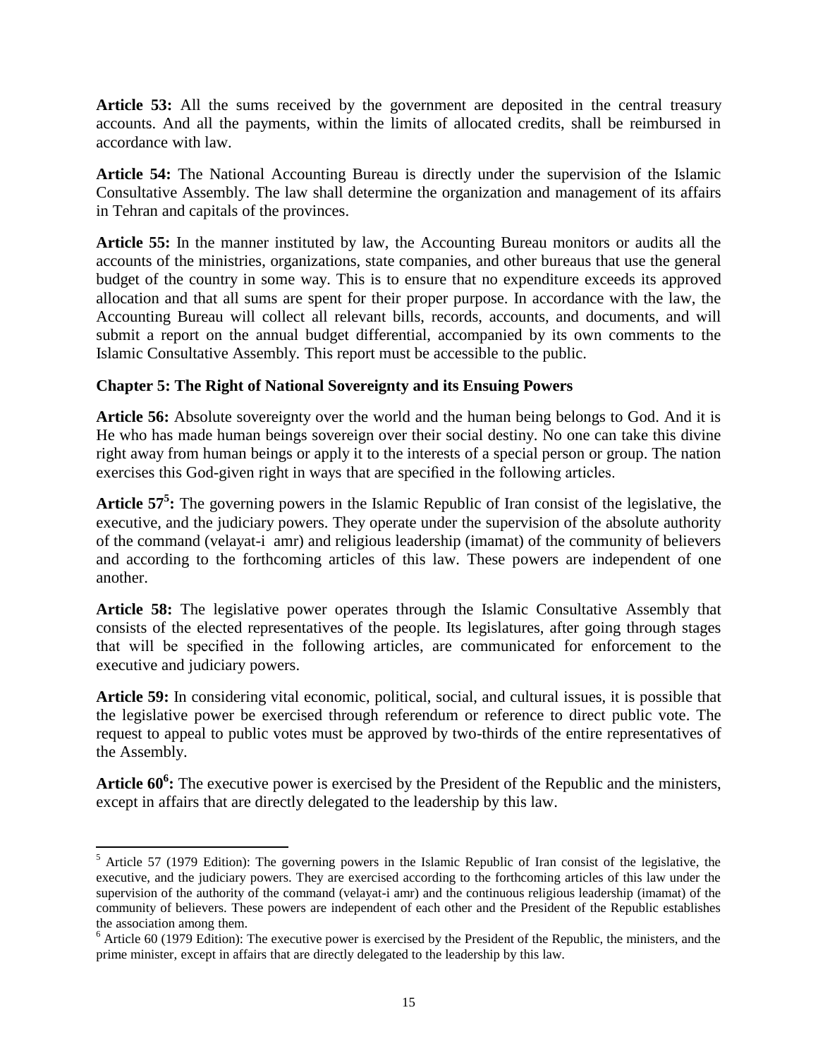**Article 53:** All the sums received by the government are deposited in the central treasury accounts. And all the payments, within the limits of allocated credits, shall be reimbursed in accordance with law.

**Article 54:** The National Accounting Bureau is directly under the supervision of the Islamic Consultative Assembly. The law shall determine the organization and management of its affairs in Tehran and capitals of the provinces.

**Article 55:** In the manner instituted by law, the Accounting Bureau monitors or audits all the accounts of the ministries, organizations, state companies, and other bureaus that use the general budget of the country in some way. This is to ensure that no expenditure exceeds its approved allocation and that all sums are spent for their proper purpose. In accordance with the law, the Accounting Bureau will collect all relevant bills, records, accounts, and documents, and will submit a report on the annual budget differential, accompanied by its own comments to the Islamic Consultative Assembly. This report must be accessible to the public.

## Chapter 5: The Right of National Sovereignty and its Ensuing Powers

**Article 56:** Absolute sovereignty over the world and the human being belongs to God. And it is He who has made human beings sovereign over their social destiny. No one can take this divine right away from human beings or apply it to the interests of a special person or group. The nation exercises this God-given right in ways that are specified in the following articles.

**Article 57[5]:** The governing powers in the Islamic Republic of Iran consist of the legislative, the executive, and the judiciary powers. They operate under the supervision of the absolute authority of the command (velayat-i amr) and religious leadership (imamat) of the community of believers and according to the forthcoming articles of this law. These powers are independent of one another.

**Article 58:** The legislative power operates through the Islamic Consultative Assembly that consists of the elected representatives of the people. Its legislatures, after going through stages that will be specified in the following articles, are communicated for enforcement to the executive and judiciary powers.

**Article 59:** In considering vital economic, political, social, and cultural issues, it is possible that the legislative power be exercised through referendum or reference to direct public vote. The request to appeal to public votes must be approved by two-thirds of the entire representatives of the Assembly.

**Article 60[6]:** The executive power is exercised by the President of the Republic and the ministers, except in affairs that are directly delegated to the leadership by this law.

---

[5] Article 57 (1979 Edition): The governing powers in the Islamic Republic of Iran consist of the legislative, the executive, and the judiciary powers. They are exercised according to the forthcoming articles of this law under the supervision of the authority of the command (velayat-i amr) and the continuous religious leadership (imamat) of the community of believers. These powers are independent of each other and the President of the Republic establishes the association among them.

[6] Article 60 (1979 Edition): The executive power is exercised by the President of the Republic, the ministers, and the prime minister, except in affairs that are directly delegated to the leadership by this law.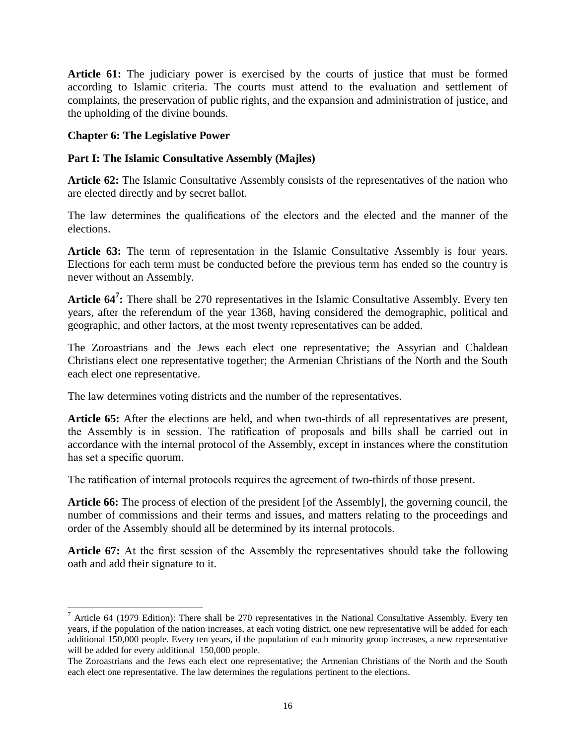**Article 61:** The judiciary power is exercised by the courts of justice that must be formed according to Islamic criteria. The courts must attend to the evaluation and settlement of complaints, the preservation of public rights, and the expansion and administration of justice, and the upholding of the divine bounds.

## Chapter 6: The Legislative Power

### Part I: The Islamic Consultative Assembly (Majles)

**Article 62:** The Islamic Consultative Assembly consists of the representatives of the nation who are elected directly and by secret ballot.

The law determines the qualifications of the electors and the elected and the manner of the elections.

**Article 63:** The term of representation in the Islamic Consultative Assembly is four years. Elections for each term must be conducted before the previous term has ended so the country is never without an Assembly.

**Article 64[7]:** There shall be 270 representatives in the Islamic Consultative Assembly. Every ten years, after the referendum of the year 1368, having considered the demographic, political and geographic, and other factors, at the most twenty representatives can be added.

The Zoroastrians and the Jews each elect one representative; the Assyrian and Chaldean Christians elect one representative together; the Armenian Christians of the North and the South each elect one representative.

The law determines voting districts and the number of the representatives.

**Article 65:** After the elections are held, and when two-thirds of all representatives are present, the Assembly is in session. The ratification of proposals and bills shall be carried out in accordance with the internal protocol of the Assembly, except in instances where the constitution has set a specific quorum.

The ratification of internal protocols requires the agreement of two-thirds of those present.

**Article 66:** The process of election of the president [of the Assembly], the governing council, the number of commissions and their terms and issues, and matters relating to the proceedings and order of the Assembly should all be determined by its internal protocols.

**Article 67:** At the first session of the Assembly the representatives should take the following oath and add their signature to it.

---

[7] Article 64 (1979 Edition): There shall be 270 representatives in the National Consultative Assembly. Every ten years, if the population of the nation increases, at each voting district, one new representative will be added for each additional 150,000 people. Every ten years, if the population of each minority group increases, a new representative will be added for every additional 150,000 people.

The Zoroastrians and the Jews each elect one representative; the Armenian Christians of the North and the South each elect one representative. The law determines the regulations pertinent to the elections.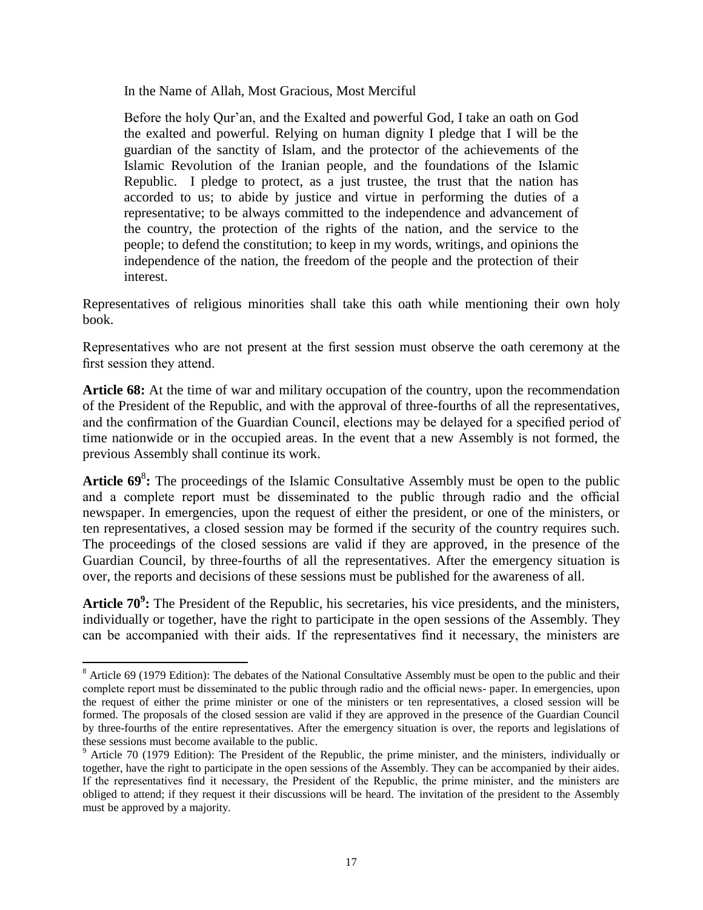> In the Name of Allah, Most Gracious, Most Merciful
>
> Before the holy Qur'an, and the Exalted and powerful God, I take an oath on God the exalted and powerful. Relying on human dignity I pledge that I will be the guardian of the sanctity of Islam, and the protector of the achievements of the Islamic Revolution of the Iranian people, and the foundations of the Islamic Republic. I pledge to protect, as a just trustee, the trust that the nation has accorded to us; to abide by justice and virtue in performing the duties of a representative; to be always committed to the independence and advancement of the country, the protection of the rights of the nation, and the service to the people; to defend the constitution; to keep in my words, writings, and opinions the independence of the nation, the freedom of the people and the protection of their interest.

Representatives of religious minorities shall take this oath while mentioning their own holy book.

Representatives who are not present at the first session must observe the oath ceremony at the first session they attend.

**Article 68:** At the time of war and military occupation of the country, upon the recommendation of the President of the Republic, and with the approval of three-fourths of all the representatives, and the confirmation of the Guardian Council, elections may be delayed for a specified period of time nationwide or in the occupied areas. In the event that a new Assembly is not formed, the previous Assembly shall continue its work.

**Article 69[8]:** The proceedings of the Islamic Consultative Assembly must be open to the public and a complete report must be disseminated to the public through radio and the official newspaper. In emergencies, upon the request of either the president, or one of the ministers, or ten representatives, a closed session may be formed if the security of the country requires such. The proceedings of the closed sessions are valid if they are approved, in the presence of the Guardian Council, by three-fourths of all the representatives. After the emergency situation is over, the reports and decisions of these sessions must be published for the awareness of all.

**Article 70[9]:** The President of the Republic, his secretaries, his vice presidents, and the ministers, individually or together, have the right to participate in the open sessions of the Assembly. They can be accompanied with their aids. If the representatives find it necessary, the ministers are

---

[8] Article 69 (1979 Edition): The debates of the National Consultative Assembly must be open to the public and their complete report must be disseminated to the public through radio and the official news- paper. In emergencies, upon the request of either the prime minister or one of the ministers or ten representatives, a closed session will be formed. The proposals of the closed session are valid if they are approved in the presence of the Guardian Council by three-fourths of the entire representatives. After the emergency situation is over, the reports and legislations of these sessions must become available to the public.

[9] Article 70 (1979 Edition): The President of the Republic, the prime minister, and the ministers, individually or together, have the right to participate in the open sessions of the Assembly. They can be accompanied by their aides. If the representatives find it necessary, the President of the Republic, the prime minister, and the ministers are obliged to attend; if they request it their discussions will be heard. The invitation of the president to the Assembly must be approved by a majority.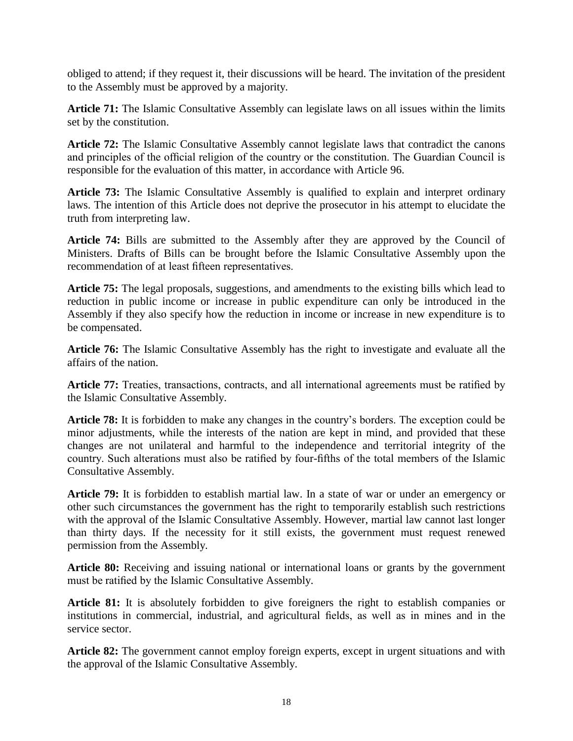obliged to attend; if they request it, their discussions will be heard. The invitation of the president to the Assembly must be approved by a majority.

**Article 71:** The Islamic Consultative Assembly can legislate laws on all issues within the limits set by the constitution.

**Article 72:** The Islamic Consultative Assembly cannot legislate laws that contradict the canons and principles of the official religion of the country or the constitution. The Guardian Council is responsible for the evaluation of this matter, in accordance with Article 96.

**Article 73:** The Islamic Consultative Assembly is qualified to explain and interpret ordinary laws. The intention of this Article does not deprive the prosecutor in his attempt to elucidate the truth from interpreting law.

**Article 74:** Bills are submitted to the Assembly after they are approved by the Council of Ministers. Drafts of Bills can be brought before the Islamic Consultative Assembly upon the recommendation of at least fifteen representatives.

**Article 75:** The legal proposals, suggestions, and amendments to the existing bills which lead to reduction in public income or increase in public expenditure can only be introduced in the Assembly if they also specify how the reduction in income or increase in new expenditure is to be compensated.

**Article 76:** The Islamic Consultative Assembly has the right to investigate and evaluate all the affairs of the nation.

**Article 77:** Treaties, transactions, contracts, and all international agreements must be ratified by the Islamic Consultative Assembly.

**Article 78:** It is forbidden to make any changes in the country's borders. The exception could be minor adjustments, while the interests of the nation are kept in mind, and provided that these changes are not unilateral and harmful to the independence and territorial integrity of the country. Such alterations must also be ratified by four-fifths of the total members of the Islamic Consultative Assembly.

**Article 79:** It is forbidden to establish martial law. In a state of war or under an emergency or other such circumstances the government has the right to temporarily establish such restrictions with the approval of the Islamic Consultative Assembly. However, martial law cannot last longer than thirty days. If the necessity for it still exists, the government must request renewed permission from the Assembly.

**Article 80:** Receiving and issuing national or international loans or grants by the government must be ratified by the Islamic Consultative Assembly.

**Article 81:** It is absolutely forbidden to give foreigners the right to establish companies or institutions in commercial, industrial, and agricultural fields, as well as in mines and in the service sector.

**Article 82:** The government cannot employ foreign experts, except in urgent situations and with the approval of the Islamic Consultative Assembly.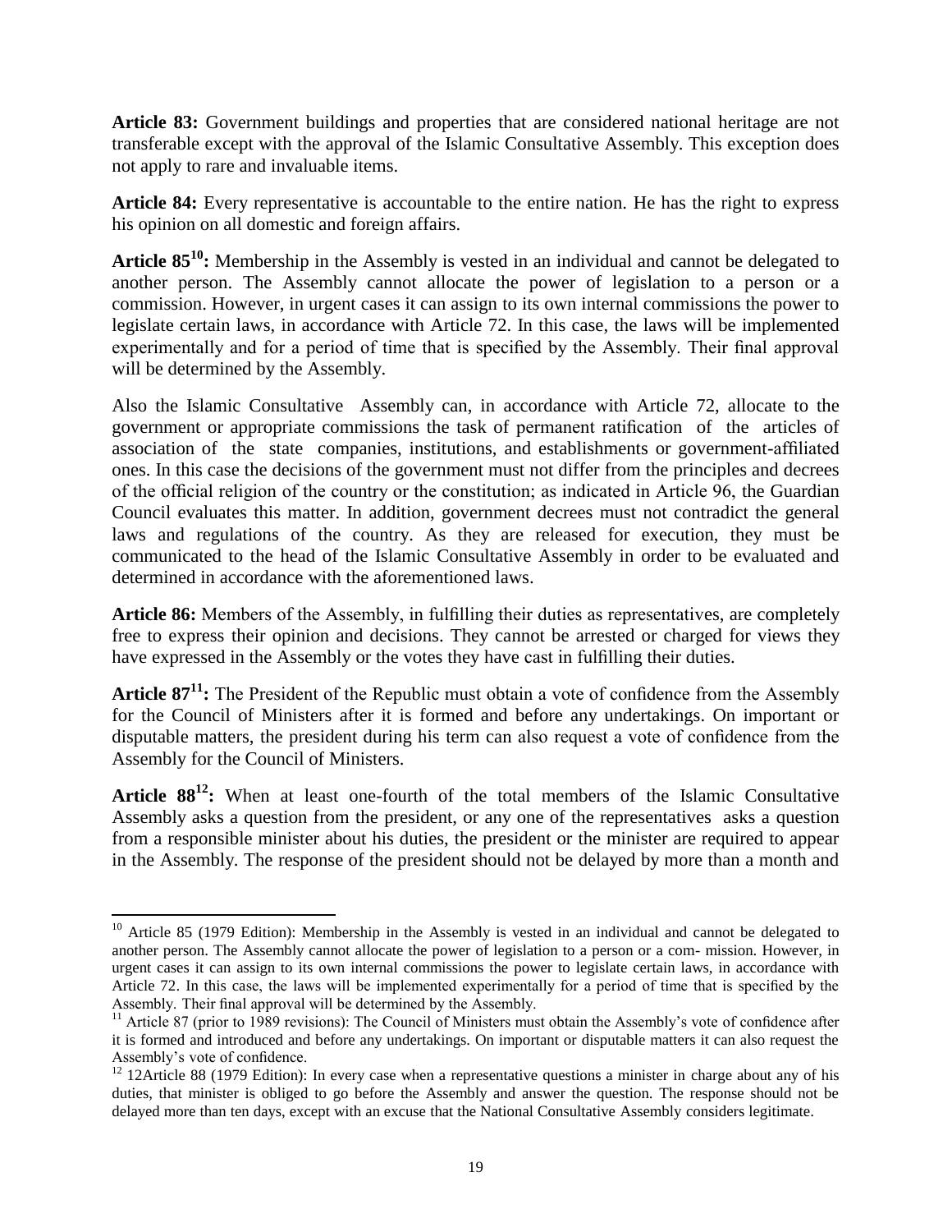**Article 83:** Government buildings and properties that are considered national heritage are not transferable except with the approval of the Islamic Consultative Assembly. This exception does not apply to rare and invaluable items.

**Article 84:** Every representative is accountable to the entire nation. He has the right to express his opinion on all domestic and foreign affairs.

**Article 85[10]:** Membership in the Assembly is vested in an individual and cannot be delegated to another person. The Assembly cannot allocate the power of legislation to a person or a commission. However, in urgent cases it can assign to its own internal commissions the power to legislate certain laws, in accordance with Article 72. In this case, the laws will be implemented experimentally and for a period of time that is specified by the Assembly. Their final approval will be determined by the Assembly.

Also the Islamic Consultative Assembly can, in accordance with Article 72, allocate to the government or appropriate commissions the task of permanent ratification of the articles of association of the state companies, institutions, and establishments or government-affiliated ones. In this case the decisions of the government must not differ from the principles and decrees of the official religion of the country or the constitution; as indicated in Article 96, the Guardian Council evaluates this matter. In addition, government decrees must not contradict the general laws and regulations of the country. As they are released for execution, they must be communicated to the head of the Islamic Consultative Assembly in order to be evaluated and determined in accordance with the aforementioned laws.

**Article 86:** Members of the Assembly, in fulfilling their duties as representatives, are completely free to express their opinion and decisions. They cannot be arrested or charged for views they have expressed in the Assembly or the votes they have cast in fulfilling their duties.

**Article 87[11]:** The President of the Republic must obtain a vote of confidence from the Assembly for the Council of Ministers after it is formed and before any undertakings. On important or disputable matters, the president during his term can also request a vote of confidence from the Assembly for the Council of Ministers.

**Article 88[12]:** When at least one-fourth of the total members of the Islamic Consultative Assembly asks a question from the president, or any one of the representatives asks a question from a responsible minister about his duties, the president or the minister are required to appear in the Assembly. The response of the president should not be delayed by more than a month and

---

[10] Article 85 (1979 Edition): Membership in the Assembly is vested in an individual and cannot be delegated to another person. The Assembly cannot allocate the power of legislation to a person or a com- mission. However, in urgent cases it can assign to its own internal commissions the power to legislate certain laws, in accordance with Article 72. In this case, the laws will be implemented experimentally for a period of time that is specified by the Assembly. Their final approval will be determined by the Assembly.

[11] Article 87 (prior to 1989 revisions): The Council of Ministers must obtain the Assembly's vote of confidence after it is formed and introduced and before any undertakings. On important or disputable matters it can also request the Assembly's vote of confidence.

[12] 12Article 88 (1979 Edition): In every case when a representative questions a minister in charge about any of his duties, that minister is obliged to go before the Assembly and answer the question. The response should not be delayed more than ten days, except with an excuse that the National Consultative Assembly considers legitimate.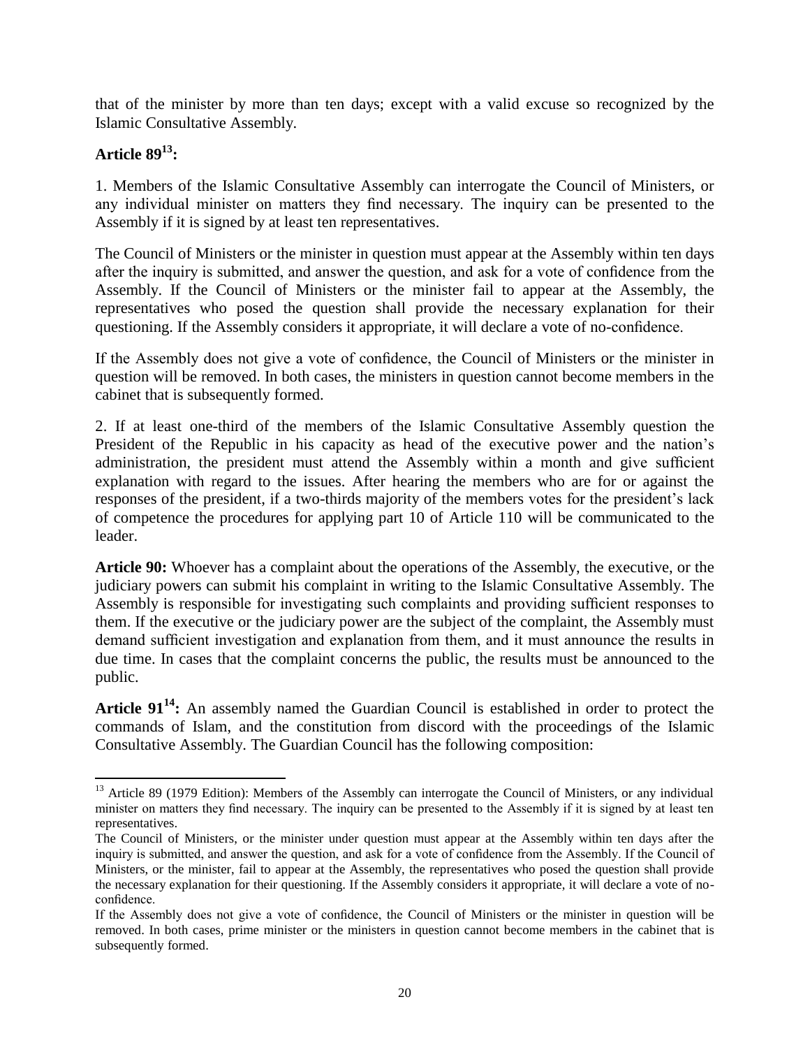that of the minister by more than ten days; except with a valid excuse so recognized by the Islamic Consultative Assembly.

**Article 89[13]:**

1. Members of the Islamic Consultative Assembly can interrogate the Council of Ministers, or any individual minister on matters they find necessary. The inquiry can be presented to the Assembly if it is signed by at least ten representatives.

The Council of Ministers or the minister in question must appear at the Assembly within ten days after the inquiry is submitted, and answer the question, and ask for a vote of confidence from the Assembly. If the Council of Ministers or the minister fail to appear at the Assembly, the representatives who posed the question shall provide the necessary explanation for their questioning. If the Assembly considers it appropriate, it will declare a vote of no-confidence.

If the Assembly does not give a vote of confidence, the Council of Ministers or the minister in question will be removed. In both cases, the ministers in question cannot become members in the cabinet that is subsequently formed.

2. If at least one-third of the members of the Islamic Consultative Assembly question the President of the Republic in his capacity as head of the executive power and the nation's administration, the president must attend the Assembly within a month and give sufficient explanation with regard to the issues. After hearing the members who are for or against the responses of the president, if a two-thirds majority of the members votes for the president's lack of competence the procedures for applying part 10 of Article 110 will be communicated to the leader.

**Article 90:** Whoever has a complaint about the operations of the Assembly, the executive, or the judiciary powers can submit his complaint in writing to the Islamic Consultative Assembly. The Assembly is responsible for investigating such complaints and providing sufficient responses to them. If the executive or the judiciary power are the subject of the complaint, the Assembly must demand sufficient investigation and explanation from them, and it must announce the results in due time. In cases that the complaint concerns the public, the results must be announced to the public.

**Article 91[14]:** An assembly named the Guardian Council is established in order to protect the commands of Islam, and the constitution from discord with the proceedings of the Islamic Consultative Assembly. The Guardian Council has the following composition:

---

[13] Article 89 (1979 Edition): Members of the Assembly can interrogate the Council of Ministers, or any individual minister on matters they find necessary. The inquiry can be presented to the Assembly if it is signed by at least ten representatives.
The Council of Ministers, or the minister under question must appear at the Assembly within ten days after the inquiry is submitted, and answer the question, and ask for a vote of confidence from the Assembly. If the Council of Ministers, or the minister, fail to appear at the Assembly, the representatives who posed the question shall provide the necessary explanation for their questioning. If the Assembly considers it appropriate, it will declare a vote of no-confidence.
If the Assembly does not give a vote of confidence, the Council of Ministers or the minister in question will be removed. In both cases, prime minister or the ministers in question cannot become members in the cabinet that is subsequently formed.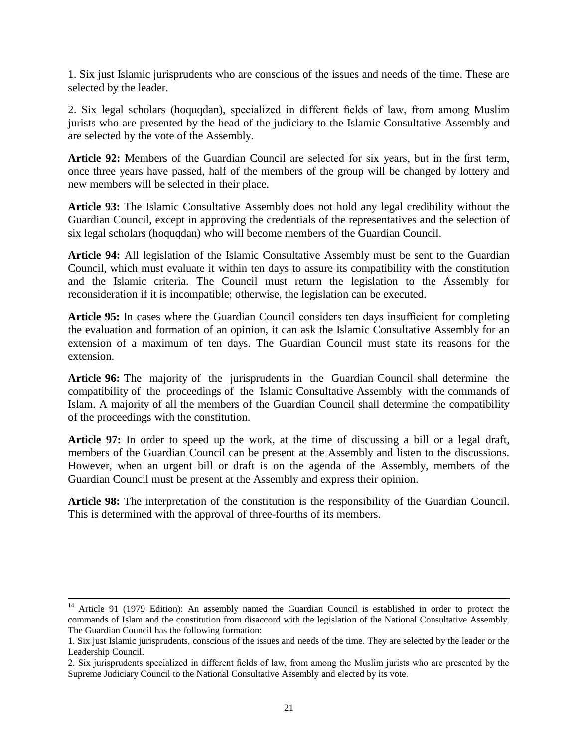1. Six just Islamic jurisprudents who are conscious of the issues and needs of the time. These are selected by the leader.

2. Six legal scholars (hoquqdan), specialized in different fields of law, from among Muslim jurists who are presented by the head of the judiciary to the Islamic Consultative Assembly and are selected by the vote of the Assembly.

**Article 92:** Members of the Guardian Council are selected for six years, but in the first term, once three years have passed, half of the members of the group will be changed by lottery and new members will be selected in their place.

**Article 93:** The Islamic Consultative Assembly does not hold any legal credibility without the Guardian Council, except in approving the credentials of the representatives and the selection of six legal scholars (hoquqdan) who will become members of the Guardian Council.

**Article 94:** All legislation of the Islamic Consultative Assembly must be sent to the Guardian Council, which must evaluate it within ten days to assure its compatibility with the constitution and the Islamic criteria. The Council must return the legislation to the Assembly for reconsideration if it is incompatible; otherwise, the legislation can be executed.

**Article 95:** In cases where the Guardian Council considers ten days insufficient for completing the evaluation and formation of an opinion, it can ask the Islamic Consultative Assembly for an extension of a maximum of ten days. The Guardian Council must state its reasons for the extension.

**Article 96:** The majority of the jurisprudents in the Guardian Council shall determine the compatibility of the proceedings of the Islamic Consultative Assembly with the commands of Islam. A majority of all the members of the Guardian Council shall determine the compatibility of the proceedings with the constitution.

**Article 97:** In order to speed up the work, at the time of discussing a bill or a legal draft, members of the Guardian Council can be present at the Assembly and listen to the discussions. However, when an urgent bill or draft is on the agenda of the Assembly, members of the Guardian Council must be present at the Assembly and express their opinion.

**Article 98:** The interpretation of the constitution is the responsibility of the Guardian Council. This is determined with the approval of three-fourths of its members.

---

[14] Article 91 (1979 Edition): An assembly named the Guardian Council is established in order to protect the commands of Islam and the constitution from disaccord with the legislation of the National Consultative Assembly. The Guardian Council has the following formation:

1. Six just Islamic jurisprudents, conscious of the issues and needs of the time. They are selected by the leader or the Leadership Council.

2. Six jurisprudents specialized in different fields of law, from among the Muslim jurists who are presented by the Supreme Judiciary Council to the National Consultative Assembly and elected by its vote.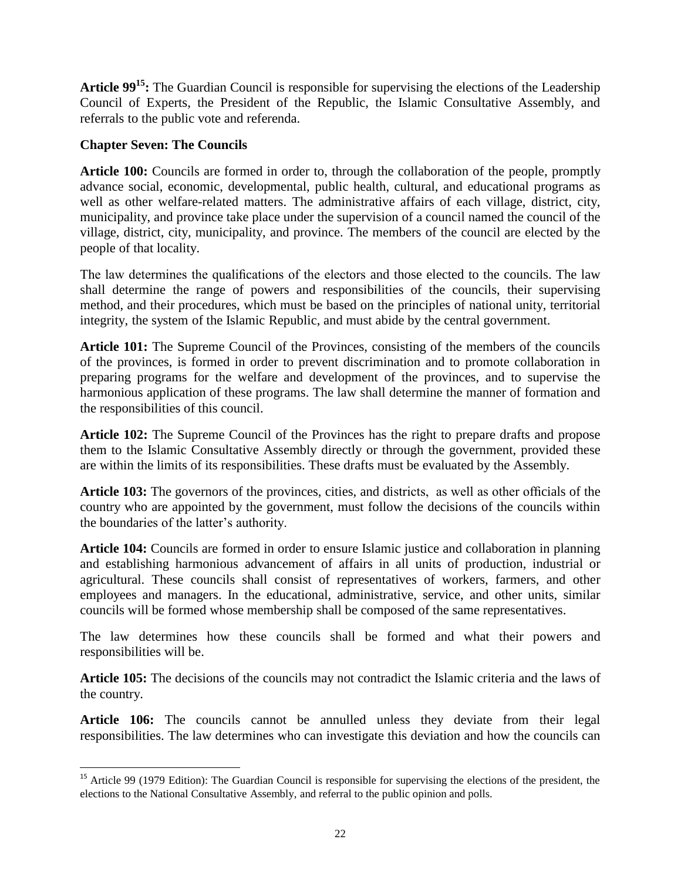**Article 99[15]:** The Guardian Council is responsible for supervising the elections of the Leadership Council of Experts, the President of the Republic, the Islamic Consultative Assembly, and referrals to the public vote and referenda.

## Chapter Seven: The Councils

**Article 100:** Councils are formed in order to, through the collaboration of the people, promptly advance social, economic, developmental, public health, cultural, and educational programs as well as other welfare-related matters. The administrative affairs of each village, district, city, municipality, and province take place under the supervision of a council named the council of the village, district, city, municipality, and province. The members of the council are elected by the people of that locality.

The law determines the qualifications of the electors and those elected to the councils. The law shall determine the range of powers and responsibilities of the councils, their supervising method, and their procedures, which must be based on the principles of national unity, territorial integrity, the system of the Islamic Republic, and must abide by the central government.

**Article 101:** The Supreme Council of the Provinces, consisting of the members of the councils of the provinces, is formed in order to prevent discrimination and to promote collaboration in preparing programs for the welfare and development of the provinces, and to supervise the harmonious application of these programs. The law shall determine the manner of formation and the responsibilities of this council.

**Article 102:** The Supreme Council of the Provinces has the right to prepare drafts and propose them to the Islamic Consultative Assembly directly or through the government, provided these are within the limits of its responsibilities. These drafts must be evaluated by the Assembly.

**Article 103:** The governors of the provinces, cities, and districts, as well as other officials of the country who are appointed by the government, must follow the decisions of the councils within the boundaries of the latter's authority.

**Article 104:** Councils are formed in order to ensure Islamic justice and collaboration in planning and establishing harmonious advancement of affairs in all units of production, industrial or agricultural. These councils shall consist of representatives of workers, farmers, and other employees and managers. In the educational, administrative, service, and other units, similar councils will be formed whose membership shall be composed of the same representatives.

The law determines how these councils shall be formed and what their powers and responsibilities will be.

**Article 105:** The decisions of the councils may not contradict the Islamic criteria and the laws of the country.

**Article 106:** The councils cannot be annulled unless they deviate from their legal responsibilities. The law determines who can investigate this deviation and how the councils can

---

[15] Article 99 (1979 Edition): The Guardian Council is responsible for supervising the elections of the president, the elections to the National Consultative Assembly, and referral to the public opinion and polls.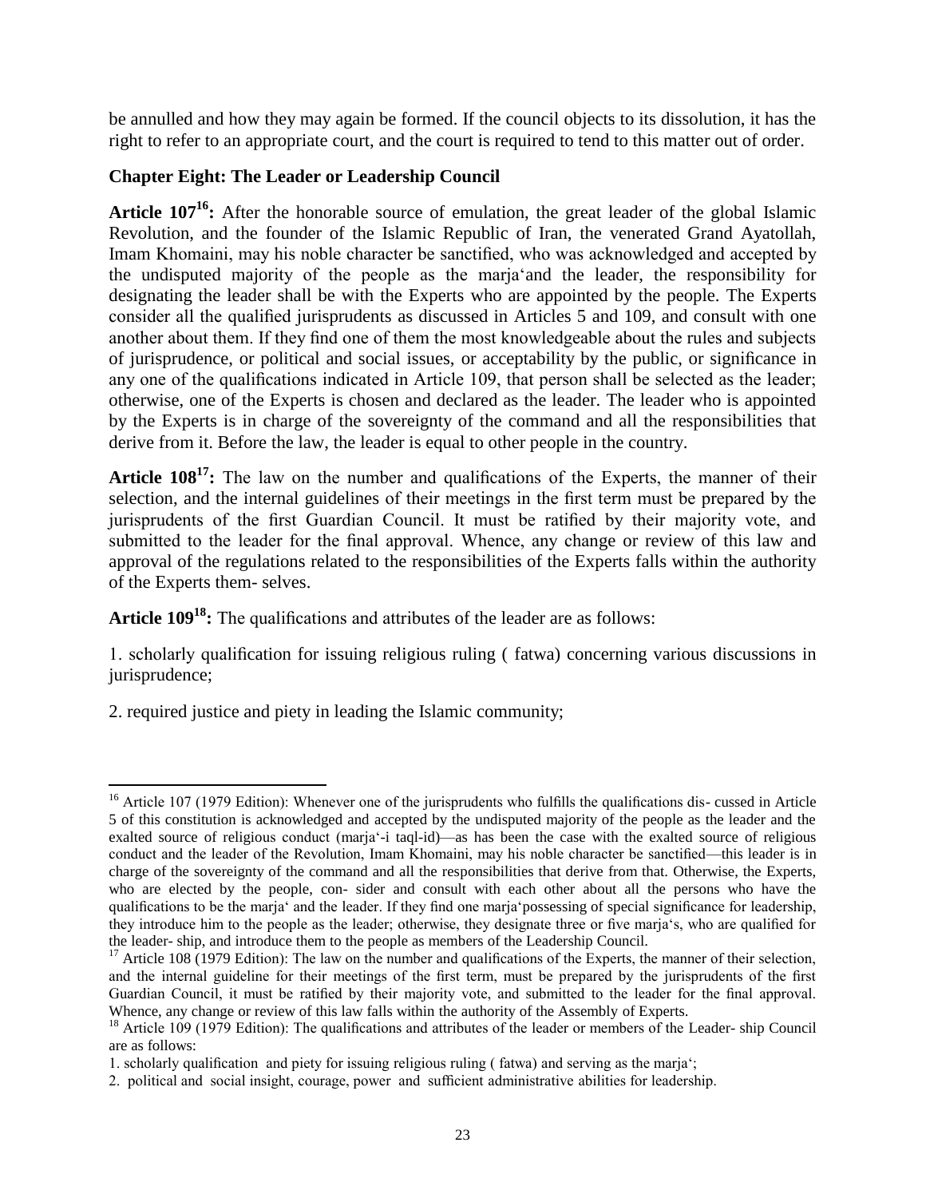be annulled and how they may again be formed. If the council objects to its dissolution, it has the right to refer to an appropriate court, and the court is required to tend to this matter out of order.

**Chapter Eight: The Leader or Leadership Council**

**Article 107[16]:** After the honorable source of emulation, the great leader of the global Islamic Revolution, and the founder of the Islamic Republic of Iran, the venerated Grand Ayatollah, Imam Khomaini, may his noble character be sanctified, who was acknowledged and accepted by the undisputed majority of the people as the marja'and the leader, the responsibility for designating the leader shall be with the Experts who are appointed by the people. The Experts consider all the qualified jurisprudents as discussed in Articles 5 and 109, and consult with one another about them. If they find one of them the most knowledgeable about the rules and subjects of jurisprudence, or political and social issues, or acceptability by the public, or significance in any one of the qualifications indicated in Article 109, that person shall be selected as the leader; otherwise, one of the Experts is chosen and declared as the leader. The leader who is appointed by the Experts is in charge of the sovereignty of the command and all the responsibilities that derive from it. Before the law, the leader is equal to other people in the country.

**Article 108[17]:** The law on the number and qualifications of the Experts, the manner of their selection, and the internal guidelines of their meetings in the first term must be prepared by the jurisprudents of the first Guardian Council. It must be ratified by their majority vote, and submitted to the leader for the final approval. Whence, any change or review of this law and approval of the regulations related to the responsibilities of the Experts falls within the authority of the Experts them- selves.

**Article 109[18]:** The qualifications and attributes of the leader are as follows:

1. scholarly qualification for issuing religious ruling ( fatwa) concerning various discussions in jurisprudence;

2. required justice and piety in leading the Islamic community;

---

[16] Article 107 (1979 Edition): Whenever one of the jurisprudents who fulfills the qualifications dis- cussed in Article 5 of this constitution is acknowledged and accepted by the undisputed majority of the people as the leader and the exalted source of religious conduct (marja'-i taql-id)—as has been the case with the exalted source of religious conduct and the leader of the Revolution, Imam Khomaini, may his noble character be sanctified—this leader is in charge of the sovereignty of the command and all the responsibilities that derive from that. Otherwise, the Experts, who are elected by the people, con- sider and consult with each other about all the persons who have the qualifications to be the marja' and the leader. If they find one marja'possessing of special significance for leadership, they introduce him to the people as the leader; otherwise, they designate three or five marja's, who are qualified for the leader- ship, and introduce them to the people as members of the Leadership Council.

[17] Article 108 (1979 Edition): The law on the number and qualifications of the Experts, the manner of their selection, and the internal guideline for their meetings of the first term, must be prepared by the jurisprudents of the first Guardian Council, it must be ratified by their majority vote, and submitted to the leader for the final approval. Whence, any change or review of this law falls within the authority of the Assembly of Experts.

[18] Article 109 (1979 Edition): The qualifications and attributes of the leader or members of the Leader- ship Council are as follows:

1. scholarly qualification and piety for issuing religious ruling ( fatwa) and serving as the marja';

2. political and social insight, courage, power and sufficient administrative abilities for leadership.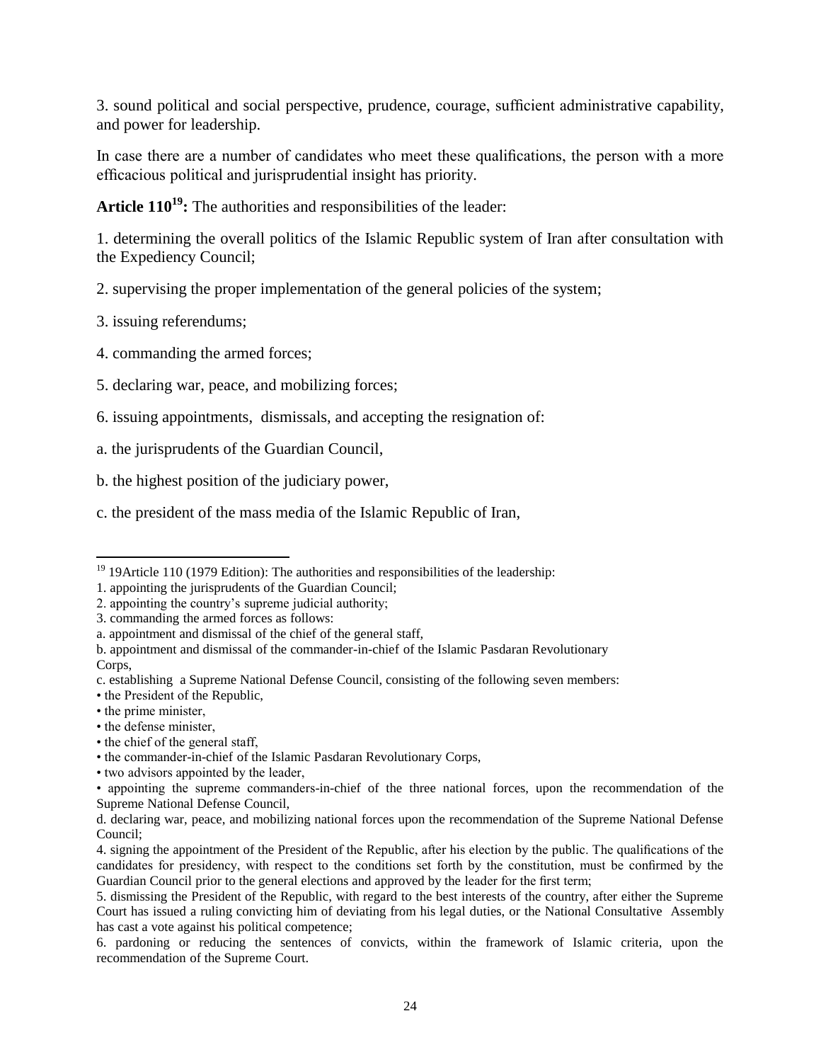3. sound political and social perspective, prudence, courage, sufficient administrative capability, and power for leadership.

In case there are a number of candidates who meet these qualifications, the person with a more efficacious political and jurisprudential insight has priority.

**Article 110[19]:** The authorities and responsibilities of the leader:

1. determining the overall politics of the Islamic Republic system of Iran after consultation with the Expediency Council;

2. supervising the proper implementation of the general policies of the system;

3. issuing referendums;

4. commanding the armed forces;

5. declaring war, peace, and mobilizing forces;

6. issuing appointments, dismissals, and accepting the resignation of:

a. the jurisprudents of the Guardian Council,

b. the highest position of the judiciary power,

c. the president of the mass media of the Islamic Republic of Iran,

---

[19] 19Article 110 (1979 Edition): The authorities and responsibilities of the leadership:

1. appointing the jurisprudents of the Guardian Council;

2. appointing the country's supreme judicial authority;

3. commanding the armed forces as follows:

a. appointment and dismissal of the chief of the general staff,

b. appointment and dismissal of the commander-in-chief of the Islamic Pasdaran Revolutionary Corps,

c. establishing a Supreme National Defense Council, consisting of the following seven members:

- the President of the Republic,
- the prime minister,
- the defense minister,
- the chief of the general staff,
- the commander-in-chief of the Islamic Pasdaran Revolutionary Corps,
- two advisors appointed by the leader,
- appointing the supreme commanders-in-chief of the three national forces, upon the recommendation of the Supreme National Defense Council,

d. declaring war, peace, and mobilizing national forces upon the recommendation of the Supreme National Defense Council;

4. signing the appointment of the President of the Republic, after his election by the public. The qualifications of the candidates for presidency, with respect to the conditions set forth by the constitution, must be confirmed by the Guardian Council prior to the general elections and approved by the leader for the first term;

5. dismissing the President of the Republic, with regard to the best interests of the country, after either the Supreme Court has issued a ruling convicting him of deviating from his legal duties, or the National Consultative Assembly has cast a vote against his political competence;

6. pardoning or reducing the sentences of convicts, within the framework of Islamic criteria, upon the recommendation of the Supreme Court.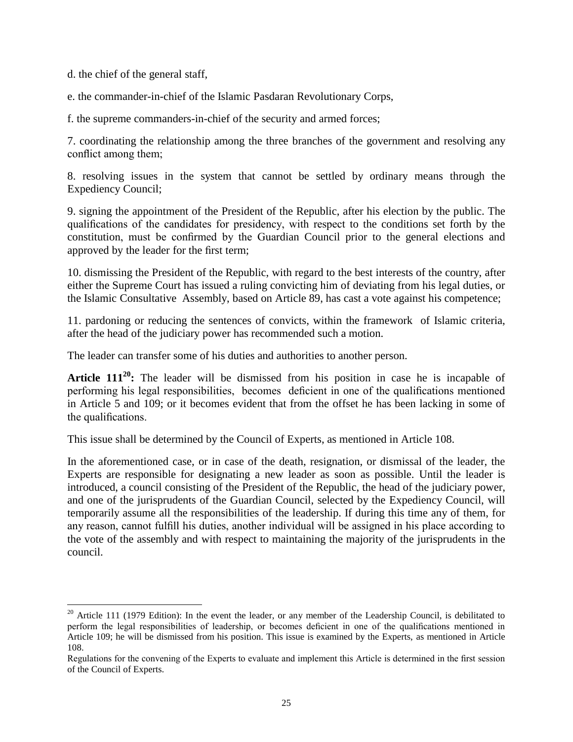d. the chief of the general staff,

e. the commander-in-chief of the Islamic Pasdaran Revolutionary Corps,

f. the supreme commanders-in-chief of the security and armed forces;

7. coordinating the relationship among the three branches of the government and resolving any conflict among them;

8. resolving issues in the system that cannot be settled by ordinary means through the Expediency Council;

9. signing the appointment of the President of the Republic, after his election by the public. The qualifications of the candidates for presidency, with respect to the conditions set forth by the constitution, must be confirmed by the Guardian Council prior to the general elections and approved by the leader for the first term;

10. dismissing the President of the Republic, with regard to the best interests of the country, after either the Supreme Court has issued a ruling convicting him of deviating from his legal duties, or the Islamic Consultative Assembly, based on Article 89, has cast a vote against his competence;

11. pardoning or reducing the sentences of convicts, within the framework of Islamic criteria, after the head of the judiciary power has recommended such a motion.

The leader can transfer some of his duties and authorities to another person.

**Article 111[20]:** The leader will be dismissed from his position in case he is incapable of performing his legal responsibilities, becomes deficient in one of the qualifications mentioned in Article 5 and 109; or it becomes evident that from the offset he has been lacking in some of the qualifications.

This issue shall be determined by the Council of Experts, as mentioned in Article 108.

In the aforementioned case, or in case of the death, resignation, or dismissal of the leader, the Experts are responsible for designating a new leader as soon as possible. Until the leader is introduced, a council consisting of the President of the Republic, the head of the judiciary power, and one of the jurisprudents of the Guardian Council, selected by the Expediency Council, will temporarily assume all the responsibilities of the leadership. If during this time any of them, for any reason, cannot fulfill his duties, another individual will be assigned in his place according to the vote of the assembly and with respect to maintaining the majority of the jurisprudents in the council.

---

[20] Article 111 (1979 Edition): In the event the leader, or any member of the Leadership Council, is debilitated to perform the legal responsibilities of leadership, or becomes deficient in one of the qualifications mentioned in Article 109; he will be dismissed from his position. This issue is examined by the Experts, as mentioned in Article 108.

Regulations for the convening of the Experts to evaluate and implement this Article is determined in the first session of the Council of Experts.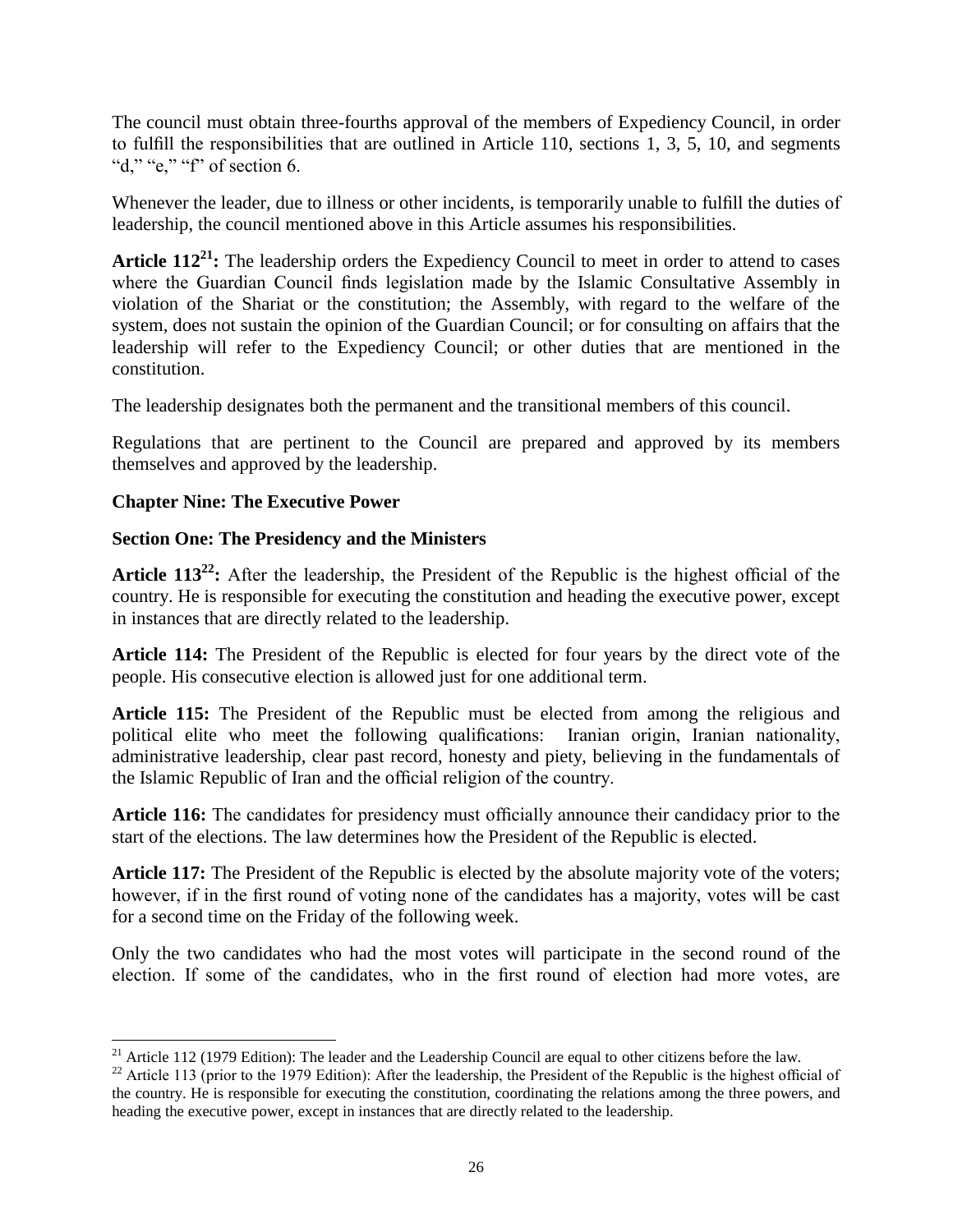The council must obtain three-fourths approval of the members of Expediency Council, in order to fulfill the responsibilities that are outlined in Article 110, sections 1, 3, 5, 10, and segments "d," "e," "f" of section 6.

Whenever the leader, due to illness or other incidents, is temporarily unable to fulfill the duties of leadership, the council mentioned above in this Article assumes his responsibilities.

**Article 112[21]:** The leadership orders the Expediency Council to meet in order to attend to cases where the Guardian Council finds legislation made by the Islamic Consultative Assembly in violation of the Shariat or the constitution; the Assembly, with regard to the welfare of the system, does not sustain the opinion of the Guardian Council; or for consulting on affairs that the leadership will refer to the Expediency Council; or other duties that are mentioned in the constitution.

The leadership designates both the permanent and the transitional members of this council.

Regulations that are pertinent to the Council are prepared and approved by its members themselves and approved by the leadership.

## Chapter Nine: The Executive Power

### Section One: The Presidency and the Ministers

**Article 113[22]:** After the leadership, the President of the Republic is the highest official of the country. He is responsible for executing the constitution and heading the executive power, except in instances that are directly related to the leadership.

**Article 114:** The President of the Republic is elected for four years by the direct vote of the people. His consecutive election is allowed just for one additional term.

**Article 115:** The President of the Republic must be elected from among the religious and political elite who meet the following qualifications: Iranian origin, Iranian nationality, administrative leadership, clear past record, honesty and piety, believing in the fundamentals of the Islamic Republic of Iran and the official religion of the country.

**Article 116:** The candidates for presidency must officially announce their candidacy prior to the start of the elections. The law determines how the President of the Republic is elected.

**Article 117:** The President of the Republic is elected by the absolute majority vote of the voters; however, if in the first round of voting none of the candidates has a majority, votes will be cast for a second time on the Friday of the following week.

Only the two candidates who had the most votes will participate in the second round of the election. If some of the candidates, who in the first round of election had more votes, are

---

[21] Article 112 (1979 Edition): The leader and the Leadership Council are equal to other citizens before the law.

[22] Article 113 (prior to the 1979 Edition): After the leadership, the President of the Republic is the highest official of the country. He is responsible for executing the constitution, coordinating the relations among the three powers, and heading the executive power, except in instances that are directly related to the leadership.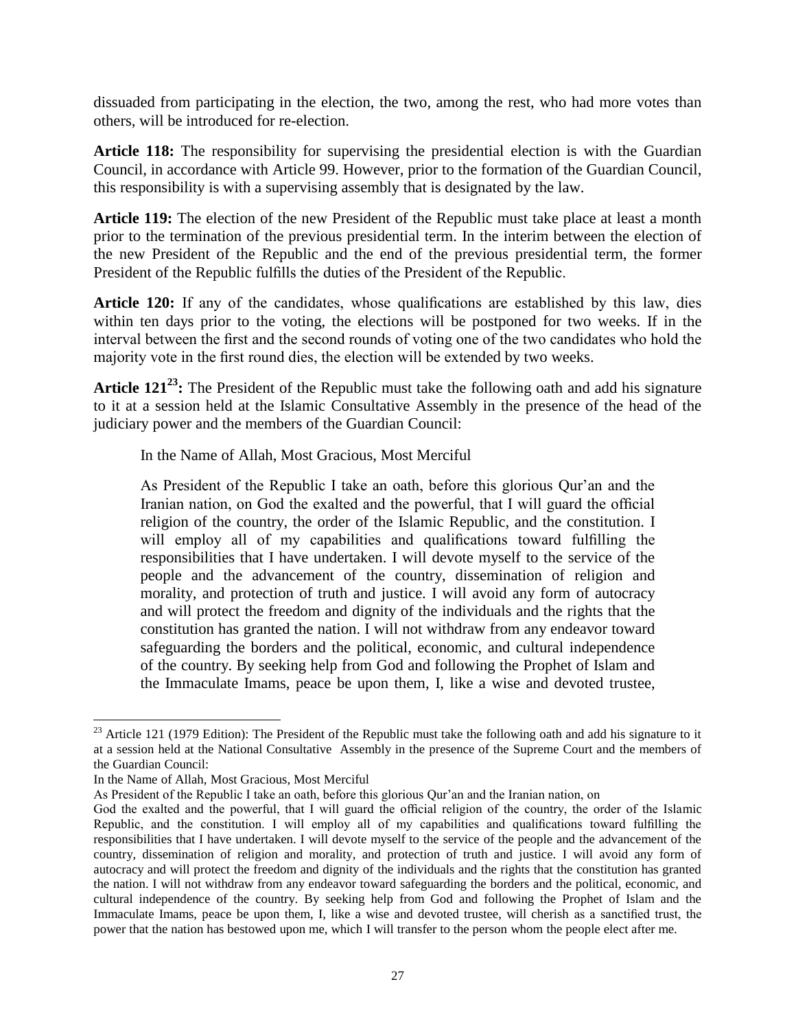dissuaded from participating in the election, the two, among the rest, who had more votes than others, will be introduced for re-election.

**Article 118:** The responsibility for supervising the presidential election is with the Guardian Council, in accordance with Article 99. However, prior to the formation of the Guardian Council, this responsibility is with a supervising assembly that is designated by the law.

**Article 119:** The election of the new President of the Republic must take place at least a month prior to the termination of the previous presidential term. In the interim between the election of the new President of the Republic and the end of the previous presidential term, the former President of the Republic fulfills the duties of the President of the Republic.

**Article 120:** If any of the candidates, whose qualifications are established by this law, dies within ten days prior to the voting, the elections will be postponed for two weeks. If in the interval between the first and the second rounds of voting one of the two candidates who hold the majority vote in the first round dies, the election will be extended by two weeks.

**Article 121[23]:** The President of the Republic must take the following oath and add his signature to it at a session held at the Islamic Consultative Assembly in the presence of the head of the judiciary power and the members of the Guardian Council:

> In the Name of Allah, Most Gracious, Most Merciful
>
> As President of the Republic I take an oath, before this glorious Qur'an and the Iranian nation, on God the exalted and the powerful, that I will guard the official religion of the country, the order of the Islamic Republic, and the constitution. I will employ all of my capabilities and qualifications toward fulfilling the responsibilities that I have undertaken. I will devote myself to the service of the people and the advancement of the country, dissemination of religion and morality, and protection of truth and justice. I will avoid any form of autocracy and will protect the freedom and dignity of the individuals and the rights that the constitution has granted the nation. I will not withdraw from any endeavor toward safeguarding the borders and the political, economic, and cultural independence of the country. By seeking help from God and following the Prophet of Islam and the Immaculate Imams, peace be upon them, I, like a wise and devoted trustee,

---

[23] Article 121 (1979 Edition): The President of the Republic must take the following oath and add his signature to it at a session held at the National Consultative Assembly in the presence of the Supreme Court and the members of the Guardian Council:

In the Name of Allah, Most Gracious, Most Merciful

As President of the Republic I take an oath, before this glorious Qur'an and the Iranian nation, on

God the exalted and the powerful, that I will guard the official religion of the country, the order of the Islamic Republic, and the constitution. I will employ all of my capabilities and qualifications toward fulfilling the responsibilities that I have undertaken. I will devote myself to the service of the people and the advancement of the country, dissemination of religion and morality, and protection of truth and justice. I will avoid any form of autocracy and will protect the freedom and dignity of the individuals and the rights that the constitution has granted the nation. I will not withdraw from any endeavor toward safeguarding the borders and the political, economic, and cultural independence of the country. By seeking help from God and following the Prophet of Islam and the Immaculate Imams, peace be upon them, I, like a wise and devoted trustee, will cherish as a sanctified trust, the power that the nation has bestowed upon me, which I will transfer to the person whom the people elect after me.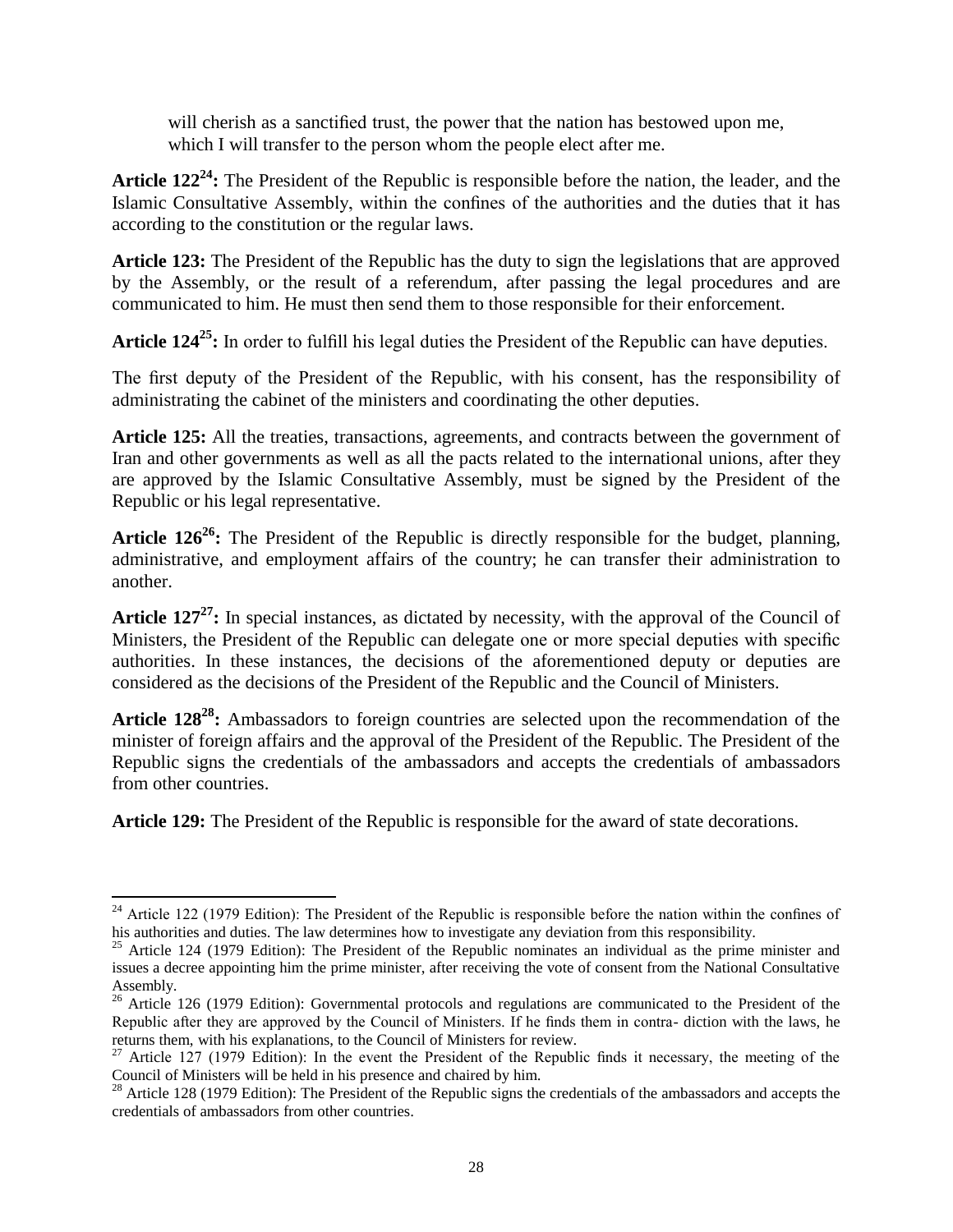will cherish as a sanctified trust, the power that the nation has bestowed upon me, which I will transfer to the person whom the people elect after me.

**Article 122[24]:** The President of the Republic is responsible before the nation, the leader, and the Islamic Consultative Assembly, within the confines of the authorities and the duties that it has according to the constitution or the regular laws.

**Article 123:** The President of the Republic has the duty to sign the legislations that are approved by the Assembly, or the result of a referendum, after passing the legal procedures and are communicated to him. He must then send them to those responsible for their enforcement.

**Article 124[25]:** In order to fulfill his legal duties the President of the Republic can have deputies.

The first deputy of the President of the Republic, with his consent, has the responsibility of administrating the cabinet of the ministers and coordinating the other deputies.

**Article 125:** All the treaties, transactions, agreements, and contracts between the government of Iran and other governments as well as all the pacts related to the international unions, after they are approved by the Islamic Consultative Assembly, must be signed by the President of the Republic or his legal representative.

**Article 126[26]:** The President of the Republic is directly responsible for the budget, planning, administrative, and employment affairs of the country; he can transfer their administration to another.

**Article 127[27]:** In special instances, as dictated by necessity, with the approval of the Council of Ministers, the President of the Republic can delegate one or more special deputies with specific authorities. In these instances, the decisions of the aforementioned deputy or deputies are considered as the decisions of the President of the Republic and the Council of Ministers.

**Article 128[28]:** Ambassadors to foreign countries are selected upon the recommendation of the minister of foreign affairs and the approval of the President of the Republic. The President of the Republic signs the credentials of the ambassadors and accepts the credentials of ambassadors from other countries.

**Article 129:** The President of the Republic is responsible for the award of state decorations.

---

[24] Article 122 (1979 Edition): The President of the Republic is responsible before the nation within the confines of his authorities and duties. The law determines how to investigate any deviation from this responsibility.

[25] Article 124 (1979 Edition): The President of the Republic nominates an individual as the prime minister and issues a decree appointing him the prime minister, after receiving the vote of consent from the National Consultative Assembly.

[26] Article 126 (1979 Edition): Governmental protocols and regulations are communicated to the President of the Republic after they are approved by the Council of Ministers. If he finds them in contra- diction with the laws, he returns them, with his explanations, to the Council of Ministers for review.

[27] Article 127 (1979 Edition): In the event the President of the Republic finds it necessary, the meeting of the Council of Ministers will be held in his presence and chaired by him.

[28] Article 128 (1979 Edition): The President of the Republic signs the credentials of the ambassadors and accepts the credentials of ambassadors from other countries.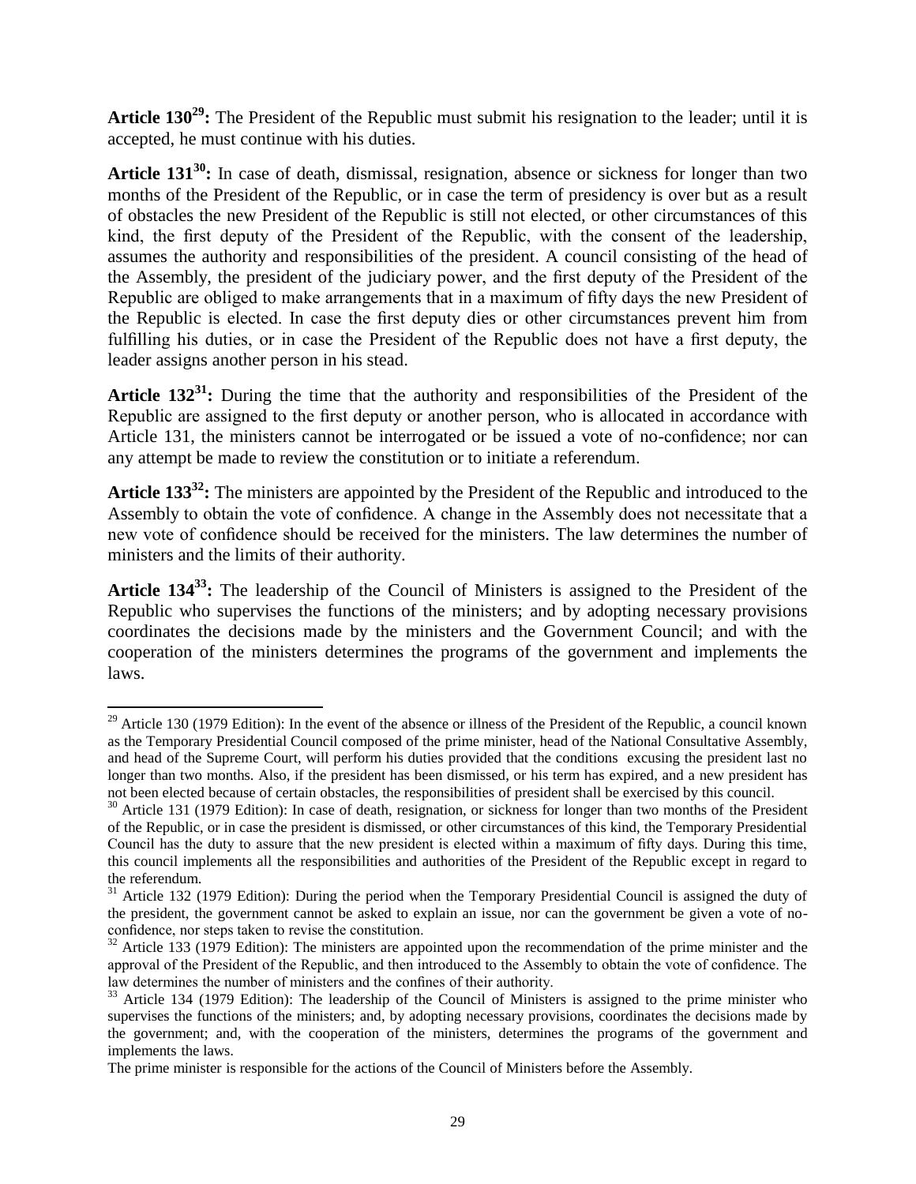**Article 130[29]:** The President of the Republic must submit his resignation to the leader; until it is accepted, he must continue with his duties.

**Article 131[30]:** In case of death, dismissal, resignation, absence or sickness for longer than two months of the President of the Republic, or in case the term of presidency is over but as a result of obstacles the new President of the Republic is still not elected, or other circumstances of this kind, the first deputy of the President of the Republic, with the consent of the leadership, assumes the authority and responsibilities of the president. A council consisting of the head of the Assembly, the president of the judiciary power, and the first deputy of the President of the Republic are obliged to make arrangements that in a maximum of fifty days the new President of the Republic is elected. In case the first deputy dies or other circumstances prevent him from fulfilling his duties, or in case the President of the Republic does not have a first deputy, the leader assigns another person in his stead.

**Article 132[31]:** During the time that the authority and responsibilities of the President of the Republic are assigned to the first deputy or another person, who is allocated in accordance with Article 131, the ministers cannot be interrogated or be issued a vote of no-confidence; nor can any attempt be made to review the constitution or to initiate a referendum.

**Article 133[32]:** The ministers are appointed by the President of the Republic and introduced to the Assembly to obtain the vote of confidence. A change in the Assembly does not necessitate that a new vote of confidence should be received for the ministers. The law determines the number of ministers and the limits of their authority.

**Article 134[33]:** The leadership of the Council of Ministers is assigned to the President of the Republic who supervises the functions of the ministers; and by adopting necessary provisions coordinates the decisions made by the ministers and the Government Council; and with the cooperation of the ministers determines the programs of the government and implements the laws.

---

[29] Article 130 (1979 Edition): In the event of the absence or illness of the President of the Republic, a council known as the Temporary Presidential Council composed of the prime minister, head of the National Consultative Assembly, and head of the Supreme Court, will perform his duties provided that the conditions excusing the president last no longer than two months. Also, if the president has been dismissed, or his term has expired, and a new president has not been elected because of certain obstacles, the responsibilities of president shall be exercised by this council.

[30] Article 131 (1979 Edition): In case of death, resignation, or sickness for longer than two months of the President of the Republic, or in case the president is dismissed, or other circumstances of this kind, the Temporary Presidential Council has the duty to assure that the new president is elected within a maximum of fifty days. During this time, this council implements all the responsibilities and authorities of the President of the Republic except in regard to the referendum.

[31] Article 132 (1979 Edition): During the period when the Temporary Presidential Council is assigned the duty of the president, the government cannot be asked to explain an issue, nor can the government be given a vote of no-confidence, nor steps taken to revise the constitution.

[32] Article 133 (1979 Edition): The ministers are appointed upon the recommendation of the prime minister and the approval of the President of the Republic, and then introduced to the Assembly to obtain the vote of confidence. The law determines the number of ministers and the confines of their authority.

[33] Article 134 (1979 Edition): The leadership of the Council of Ministers is assigned to the prime minister who supervises the functions of the ministers; and, by adopting necessary provisions, coordinates the decisions made by the government; and, with the cooperation of the ministers, determines the programs of the government and implements the laws.

The prime minister is responsible for the actions of the Council of Ministers before the Assembly.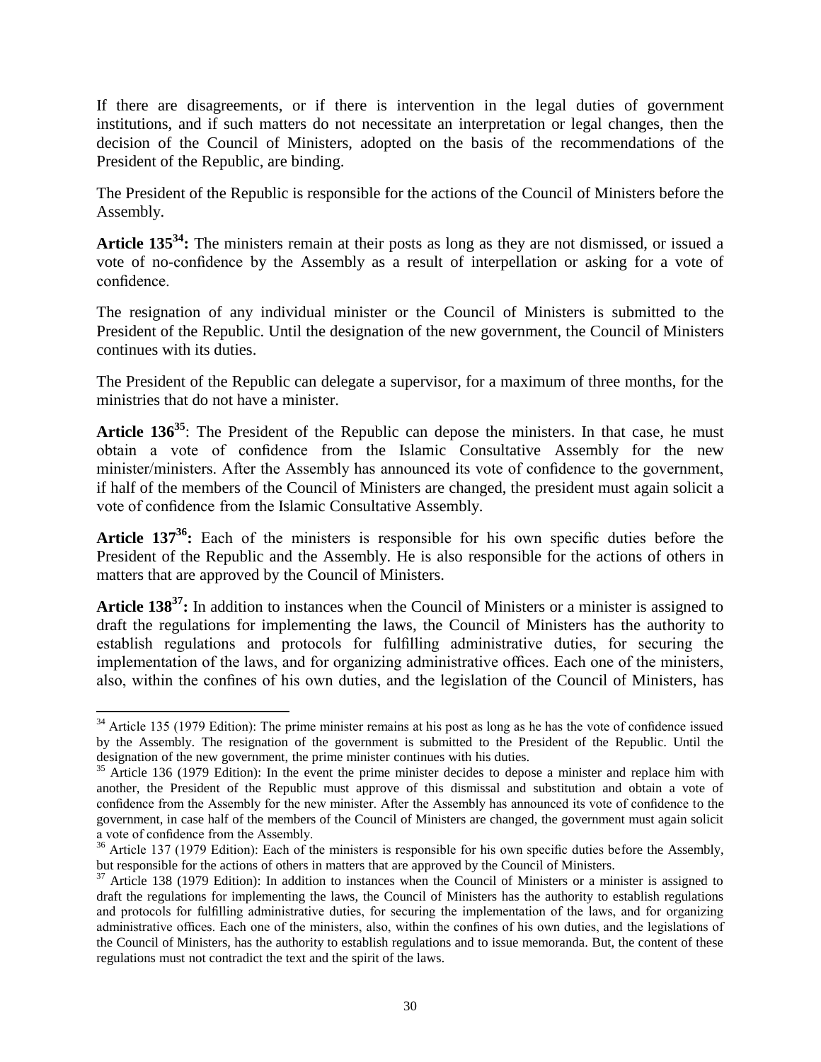If there are disagreements, or if there is intervention in the legal duties of government institutions, and if such matters do not necessitate an interpretation or legal changes, then the decision of the Council of Ministers, adopted on the basis of the recommendations of the President of the Republic, are binding.

The President of the Republic is responsible for the actions of the Council of Ministers before the Assembly.

**Article 135[34]:** The ministers remain at their posts as long as they are not dismissed, or issued a vote of no-confidence by the Assembly as a result of interpellation or asking for a vote of confidence.

The resignation of any individual minister or the Council of Ministers is submitted to the President of the Republic. Until the designation of the new government, the Council of Ministers continues with its duties.

The President of the Republic can delegate a supervisor, for a maximum of three months, for the ministries that do not have a minister.

**Article 136[35]**: The President of the Republic can depose the ministers. In that case, he must obtain a vote of confidence from the Islamic Consultative Assembly for the new minister/ministers. After the Assembly has announced its vote of confidence to the government, if half of the members of the Council of Ministers are changed, the president must again solicit a vote of confidence from the Islamic Consultative Assembly.

**Article 137[36]:** Each of the ministers is responsible for his own specific duties before the President of the Republic and the Assembly. He is also responsible for the actions of others in matters that are approved by the Council of Ministers.

**Article 138[37]:** In addition to instances when the Council of Ministers or a minister is assigned to draft the regulations for implementing the laws, the Council of Ministers has the authority to establish regulations and protocols for fulfilling administrative duties, for securing the implementation of the laws, and for organizing administrative offices. Each one of the ministers, also, within the confines of his own duties, and the legislation of the Council of Ministers, has

---

[34] Article 135 (1979 Edition): The prime minister remains at his post as long as he has the vote of confidence issued by the Assembly. The resignation of the government is submitted to the President of the Republic. Until the designation of the new government, the prime minister continues with his duties.

[35] Article 136 (1979 Edition): In the event the prime minister decides to depose a minister and replace him with another, the President of the Republic must approve of this dismissal and substitution and obtain a vote of confidence from the Assembly for the new minister. After the Assembly has announced its vote of confidence to the government, in case half of the members of the Council of Ministers are changed, the government must again solicit a vote of confidence from the Assembly.

[36] Article 137 (1979 Edition): Each of the ministers is responsible for his own specific duties before the Assembly, but responsible for the actions of others in matters that are approved by the Council of Ministers.

[37] Article 138 (1979 Edition): In addition to instances when the Council of Ministers or a minister is assigned to draft the regulations for implementing the laws, the Council of Ministers has the authority to establish regulations and protocols for fulfilling administrative duties, for securing the implementation of the laws, and for organizing administrative offices. Each one of the ministers, also, within the confines of his own duties, and the legislations of the Council of Ministers, has the authority to establish regulations and to issue memoranda. But, the content of these regulations must not contradict the text and the spirit of the laws.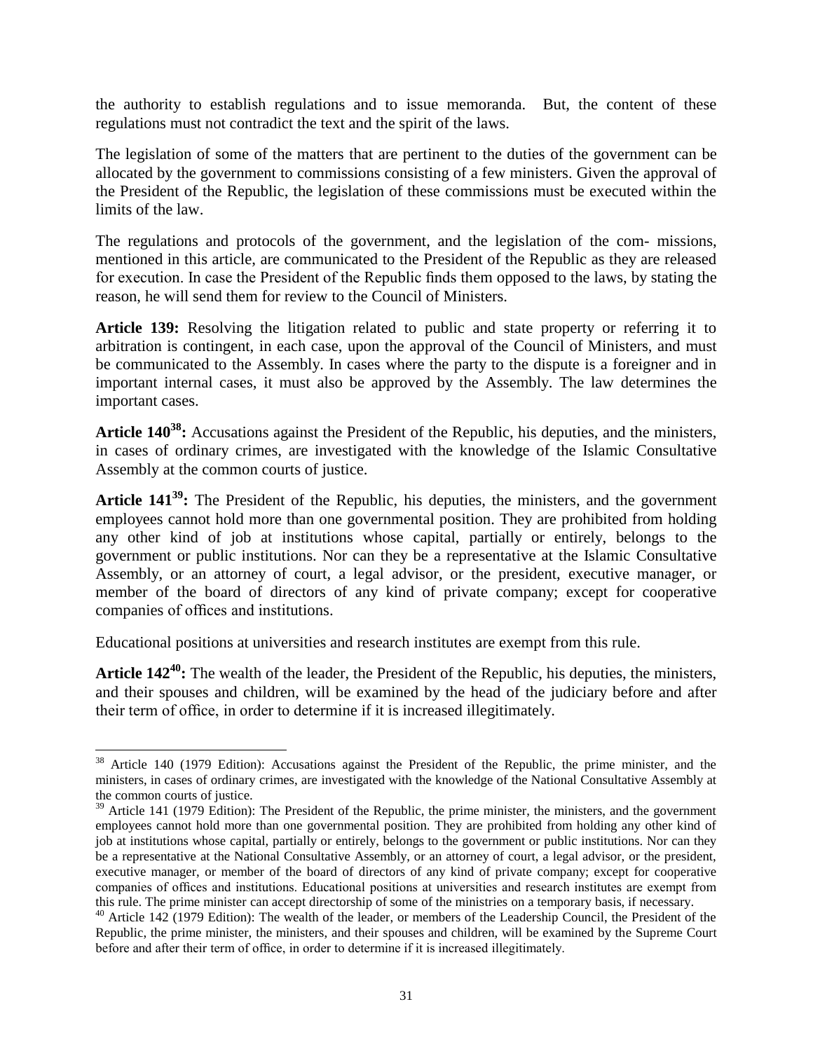the authority to establish regulations and to issue memoranda. But, the content of these regulations must not contradict the text and the spirit of the laws.

The legislation of some of the matters that are pertinent to the duties of the government can be allocated by the government to commissions consisting of a few ministers. Given the approval of the President of the Republic, the legislation of these commissions must be executed within the limits of the law.

The regulations and protocols of the government, and the legislation of the com- missions, mentioned in this article, are communicated to the President of the Republic as they are released for execution. In case the President of the Republic finds them opposed to the laws, by stating the reason, he will send them for review to the Council of Ministers.

**Article 139:** Resolving the litigation related to public and state property or referring it to arbitration is contingent, in each case, upon the approval of the Council of Ministers, and must be communicated to the Assembly. In cases where the party to the dispute is a foreigner and in important internal cases, it must also be approved by the Assembly. The law determines the important cases.

**Article 140[38]:** Accusations against the President of the Republic, his deputies, and the ministers, in cases of ordinary crimes, are investigated with the knowledge of the Islamic Consultative Assembly at the common courts of justice.

**Article 141[39]:** The President of the Republic, his deputies, the ministers, and the government employees cannot hold more than one governmental position. They are prohibited from holding any other kind of job at institutions whose capital, partially or entirely, belongs to the government or public institutions. Nor can they be a representative at the Islamic Consultative Assembly, or an attorney of court, a legal advisor, or the president, executive manager, or member of the board of directors of any kind of private company; except for cooperative companies of offices and institutions.

Educational positions at universities and research institutes are exempt from this rule.

**Article 142[40]:** The wealth of the leader, the President of the Republic, his deputies, the ministers, and their spouses and children, will be examined by the head of the judiciary before and after their term of office, in order to determine if it is increased illegitimately.

---

[38] Article 140 (1979 Edition): Accusations against the President of the Republic, the prime minister, and the ministers, in cases of ordinary crimes, are investigated with the knowledge of the National Consultative Assembly at the common courts of justice.

[39] Article 141 (1979 Edition): The President of the Republic, the prime minister, the ministers, and the government employees cannot hold more than one governmental position. They are prohibited from holding any other kind of job at institutions whose capital, partially or entirely, belongs to the government or public institutions. Nor can they be a representative at the National Consultative Assembly, or an attorney of court, a legal advisor, or the president, executive manager, or member of the board of directors of any kind of private company; except for cooperative companies of offices and institutions. Educational positions at universities and research institutes are exempt from this rule. The prime minister can accept directorship of some of the ministries on a temporary basis, if necessary.

[40] Article 142 (1979 Edition): The wealth of the leader, or members of the Leadership Council, the President of the Republic, the prime minister, the ministers, and their spouses and children, will be examined by the Supreme Court before and after their term of office, in order to determine if it is increased illegitimately.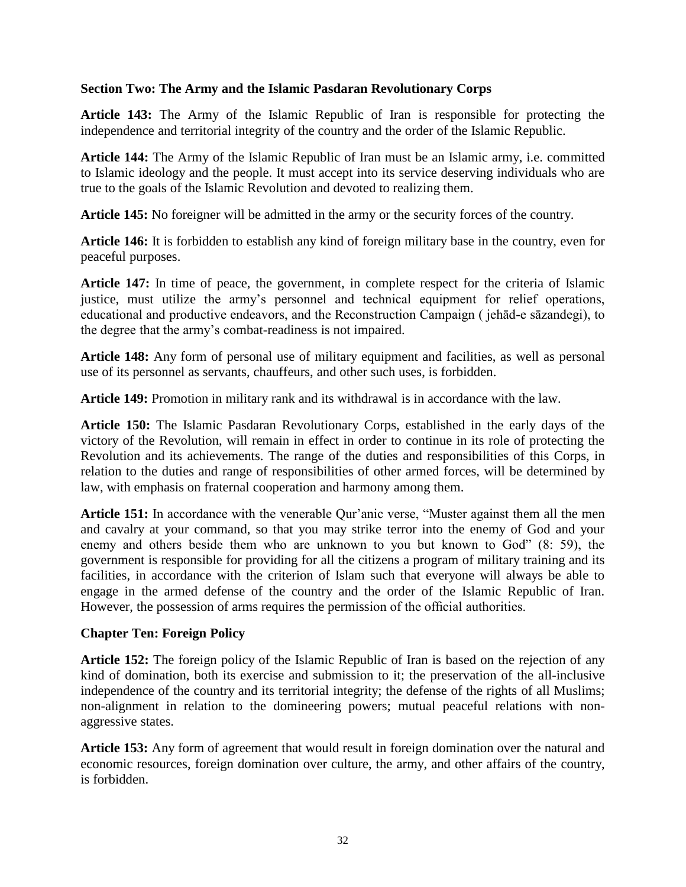### Section Two: The Army and the Islamic Pasdaran Revolutionary Corps

**Article 143:** The Army of the Islamic Republic of Iran is responsible for protecting the independence and territorial integrity of the country and the order of the Islamic Republic.

**Article 144:** The Army of the Islamic Republic of Iran must be an Islamic army, i.e. committed to Islamic ideology and the people. It must accept into its service deserving individuals who are true to the goals of the Islamic Revolution and devoted to realizing them.

**Article 145:** No foreigner will be admitted in the army or the security forces of the country.

**Article 146:** It is forbidden to establish any kind of foreign military base in the country, even for peaceful purposes.

**Article 147:** In time of peace, the government, in complete respect for the criteria of Islamic justice, must utilize the army's personnel and technical equipment for relief operations, educational and productive endeavors, and the Reconstruction Campaign ( jehād-e sāzandegi), to the degree that the army's combat-readiness is not impaired.

**Article 148:** Any form of personal use of military equipment and facilities, as well as personal use of its personnel as servants, chauffeurs, and other such uses, is forbidden.

**Article 149:** Promotion in military rank and its withdrawal is in accordance with the law.

**Article 150:** The Islamic Pasdaran Revolutionary Corps, established in the early days of the victory of the Revolution, will remain in effect in order to continue in its role of protecting the Revolution and its achievements. The range of the duties and responsibilities of this Corps, in relation to the duties and range of responsibilities of other armed forces, will be determined by law, with emphasis on fraternal cooperation and harmony among them.

**Article 151:** In accordance with the venerable Qur'anic verse, "Muster against them all the men and cavalry at your command, so that you may strike terror into the enemy of God and your enemy and others beside them who are unknown to you but known to God" (8: 59), the government is responsible for providing for all the citizens a program of military training and its facilities, in accordance with the criterion of Islam such that everyone will always be able to engage in the armed defense of the country and the order of the Islamic Republic of Iran. However, the possession of arms requires the permission of the official authorities.

## Chapter Ten: Foreign Policy

**Article 152:** The foreign policy of the Islamic Republic of Iran is based on the rejection of any kind of domination, both its exercise and submission to it; the preservation of the all-inclusive independence of the country and its territorial integrity; the defense of the rights of all Muslims; non-alignment in relation to the domineering powers; mutual peaceful relations with non-aggressive states.

**Article 153:** Any form of agreement that would result in foreign domination over the natural and economic resources, foreign domination over culture, the army, and other affairs of the country, is forbidden.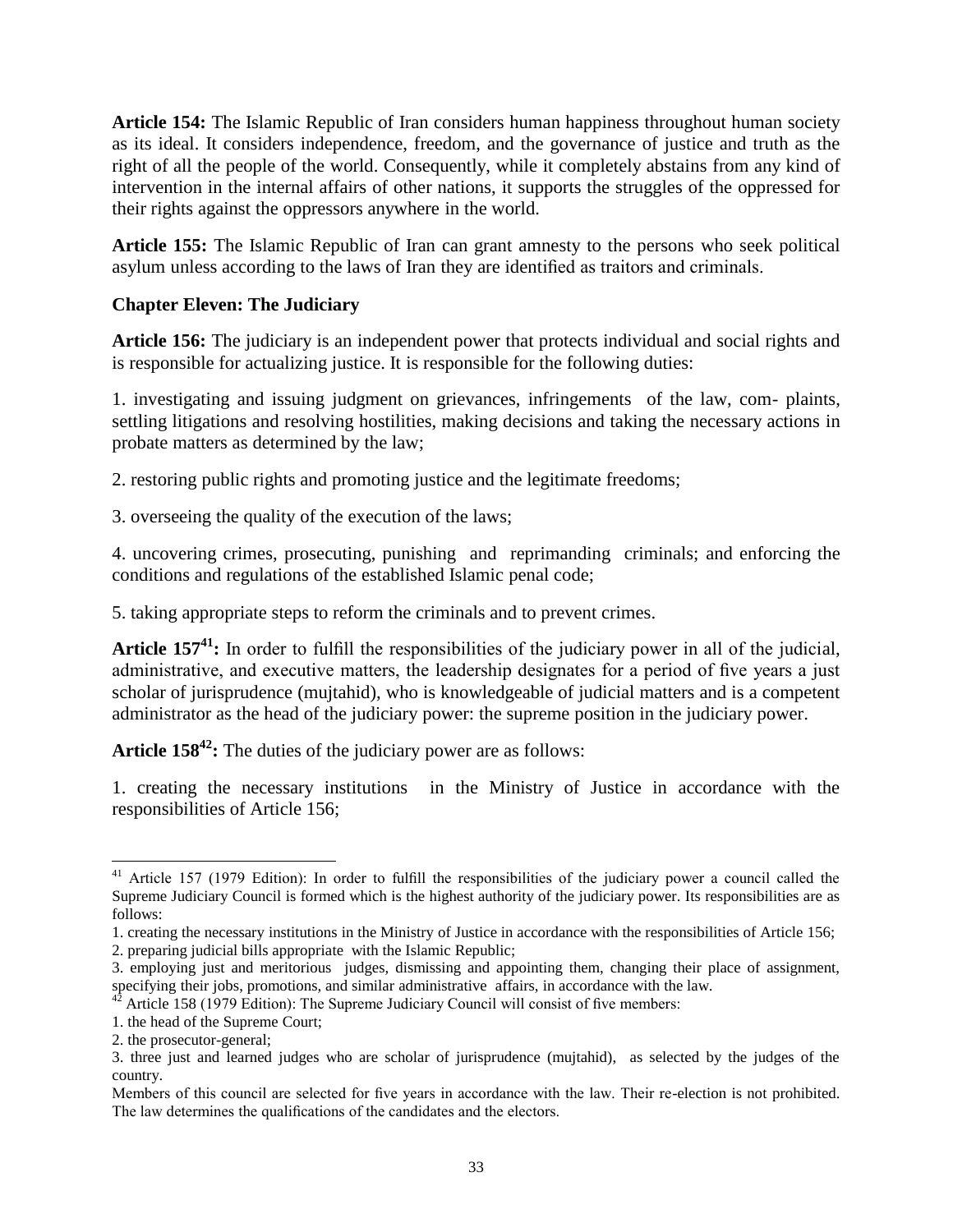**Article 154:** The Islamic Republic of Iran considers human happiness throughout human society as its ideal. It considers independence, freedom, and the governance of justice and truth as the right of all the people of the world. Consequently, while it completely abstains from any kind of intervention in the internal affairs of other nations, it supports the struggles of the oppressed for their rights against the oppressors anywhere in the world.

**Article 155:** The Islamic Republic of Iran can grant amnesty to the persons who seek political asylum unless according to the laws of Iran they are identified as traitors and criminals.

### Chapter Eleven: The Judiciary

**Article 156:** The judiciary is an independent power that protects individual and social rights and is responsible for actualizing justice. It is responsible for the following duties:

1. investigating and issuing judgment on grievances, infringements of the law, com- plaints, settling litigations and resolving hostilities, making decisions and taking the necessary actions in probate matters as determined by the law;

2. restoring public rights and promoting justice and the legitimate freedoms;

3. overseeing the quality of the execution of the laws;

4. uncovering crimes, prosecuting, punishing and reprimanding criminals; and enforcing the conditions and regulations of the established Islamic penal code;

5. taking appropriate steps to reform the criminals and to prevent crimes.

**Article 157[41]:** In order to fulfill the responsibilities of the judiciary power in all of the judicial, administrative, and executive matters, the leadership designates for a period of five years a just scholar of jurisprudence (mujtahid), who is knowledgeable of judicial matters and is a competent administrator as the head of the judiciary power: the supreme position in the judiciary power.

**Article 158[42]:** The duties of the judiciary power are as follows:

1. creating the necessary institutions in the Ministry of Justice in accordance with the responsibilities of Article 156;

---

[41] Article 157 (1979 Edition): In order to fulfill the responsibilities of the judiciary power a council called the Supreme Judiciary Council is formed which is the highest authority of the judiciary power. Its responsibilities are as follows:

1. creating the necessary institutions in the Ministry of Justice in accordance with the responsibilities of Article 156;
2. preparing judicial bills appropriate with the Islamic Republic;
3. employing just and meritorious judges, dismissing and appointing them, changing their place of assignment, specifying their jobs, promotions, and similar administrative affairs, in accordance with the law.

[42] Article 158 (1979 Edition): The Supreme Judiciary Council will consist of five members:

1. the head of the Supreme Court;
2. the prosecutor-general;
3. three just and learned judges who are scholar of jurisprudence (mujtahid), as selected by the judges of the country.

Members of this council are selected for five years in accordance with the law. Their re-election is not prohibited. The law determines the qualifications of the candidates and the electors.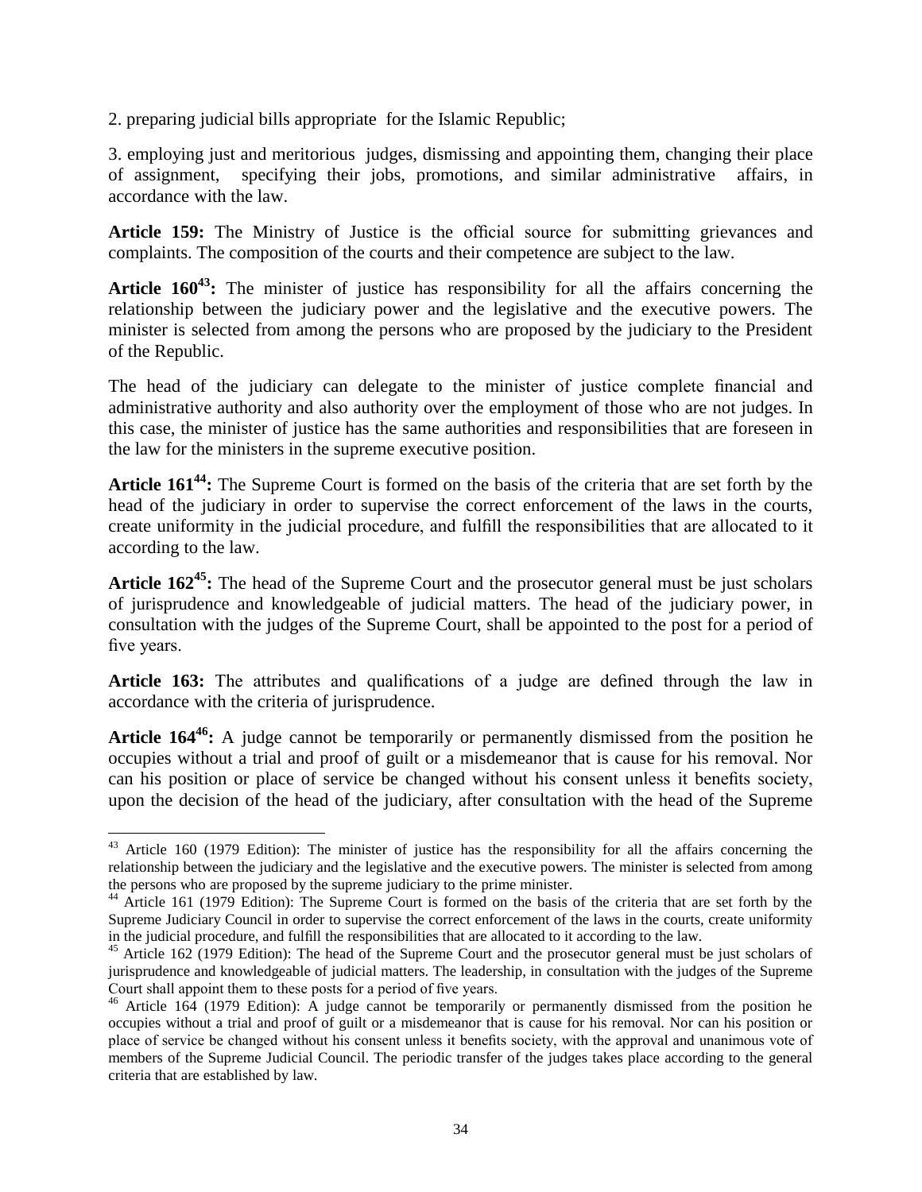2. preparing judicial bills appropriate for the Islamic Republic;

3. employing just and meritorious judges, dismissing and appointing them, changing their place of assignment, specifying their jobs, promotions, and similar administrative affairs, in accordance with the law.

**Article 159:** The Ministry of Justice is the official source for submitting grievances and complaints. The composition of the courts and their competence are subject to the law.

**Article 160[43]:** The minister of justice has responsibility for all the affairs concerning the relationship between the judiciary power and the legislative and the executive powers. The minister is selected from among the persons who are proposed by the judiciary to the President of the Republic.

The head of the judiciary can delegate to the minister of justice complete financial and administrative authority and also authority over the employment of those who are not judges. In this case, the minister of justice has the same authorities and responsibilities that are foreseen in the law for the ministers in the supreme executive position.

**Article 161[44]:** The Supreme Court is formed on the basis of the criteria that are set forth by the head of the judiciary in order to supervise the correct enforcement of the laws in the courts, create uniformity in the judicial procedure, and fulfill the responsibilities that are allocated to it according to the law.

**Article 162[45]:** The head of the Supreme Court and the prosecutor general must be just scholars of jurisprudence and knowledgeable of judicial matters. The head of the judiciary power, in consultation with the judges of the Supreme Court, shall be appointed to the post for a period of five years.

**Article 163:** The attributes and qualifications of a judge are defined through the law in accordance with the criteria of jurisprudence.

**Article 164[46]:** A judge cannot be temporarily or permanently dismissed from the position he occupies without a trial and proof of guilt or a misdemeanor that is cause for his removal. Nor can his position or place of service be changed without his consent unless it benefits society, upon the decision of the head of the judiciary, after consultation with the head of the Supreme

---

[43] Article 160 (1979 Edition): The minister of justice has the responsibility for all the affairs concerning the relationship between the judiciary and the legislative and the executive powers. The minister is selected from among the persons who are proposed by the supreme judiciary to the prime minister.

[44] Article 161 (1979 Edition): The Supreme Court is formed on the basis of the criteria that are set forth by the Supreme Judiciary Council in order to supervise the correct enforcement of the laws in the courts, create uniformity in the judicial procedure, and fulfill the responsibilities that are allocated to it according to the law.

[45] Article 162 (1979 Edition): The head of the Supreme Court and the prosecutor general must be just scholars of jurisprudence and knowledgeable of judicial matters. The leadership, in consultation with the judges of the Supreme Court shall appoint them to these posts for a period of five years.

[46] Article 164 (1979 Edition): A judge cannot be temporarily or permanently dismissed from the position he occupies without a trial and proof of guilt or a misdemeanor that is cause for his removal. Nor can his position or place of service be changed without his consent unless it benefits society, with the approval and unanimous vote of members of the Supreme Judicial Council. The periodic transfer of the judges takes place according to the general criteria that are established by law.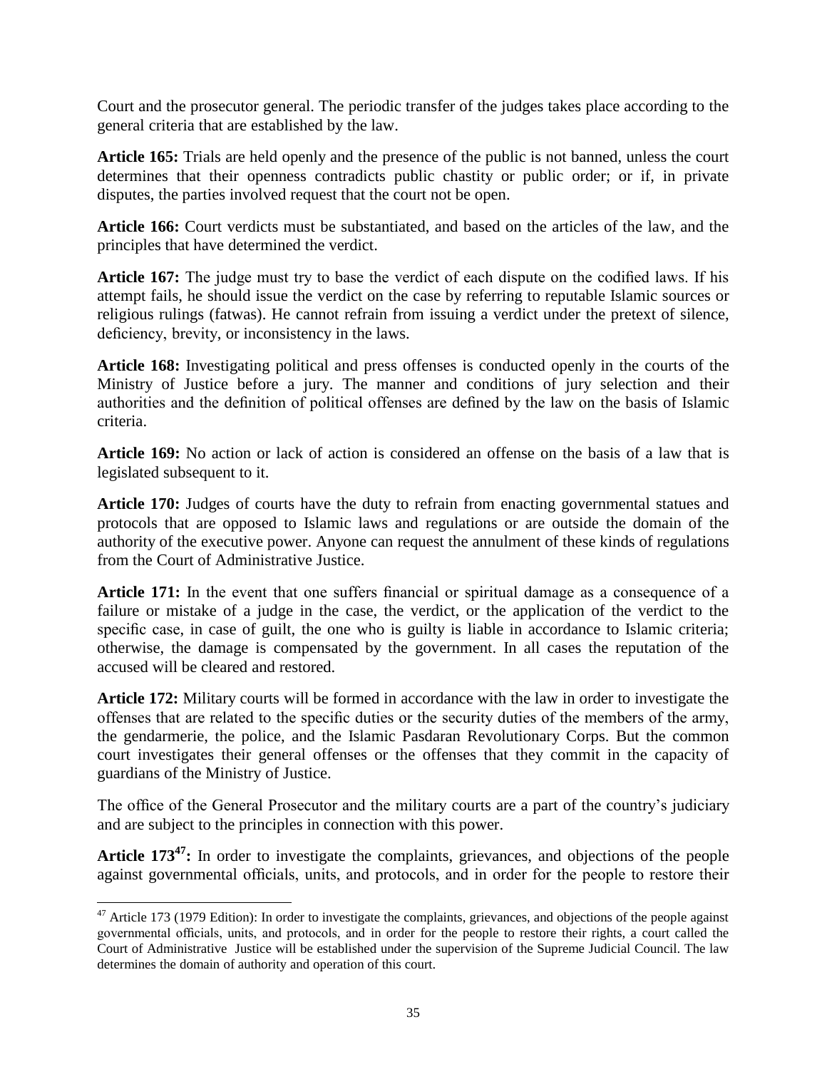Court and the prosecutor general. The periodic transfer of the judges takes place according to the general criteria that are established by the law.

**Article 165:** Trials are held openly and the presence of the public is not banned, unless the court determines that their openness contradicts public chastity or public order; or if, in private disputes, the parties involved request that the court not be open.

**Article 166:** Court verdicts must be substantiated, and based on the articles of the law, and the principles that have determined the verdict.

**Article 167:** The judge must try to base the verdict of each dispute on the codified laws. If his attempt fails, he should issue the verdict on the case by referring to reputable Islamic sources or religious rulings (fatwas). He cannot refrain from issuing a verdict under the pretext of silence, deficiency, brevity, or inconsistency in the laws.

**Article 168:** Investigating political and press offenses is conducted openly in the courts of the Ministry of Justice before a jury. The manner and conditions of jury selection and their authorities and the definition of political offenses are defined by the law on the basis of Islamic criteria.

**Article 169:** No action or lack of action is considered an offense on the basis of a law that is legislated subsequent to it.

**Article 170:** Judges of courts have the duty to refrain from enacting governmental statues and protocols that are opposed to Islamic laws and regulations or are outside the domain of the authority of the executive power. Anyone can request the annulment of these kinds of regulations from the Court of Administrative Justice.

**Article 171:** In the event that one suffers financial or spiritual damage as a consequence of a failure or mistake of a judge in the case, the verdict, or the application of the verdict to the specific case, in case of guilt, the one who is guilty is liable in accordance to Islamic criteria; otherwise, the damage is compensated by the government. In all cases the reputation of the accused will be cleared and restored.

**Article 172:** Military courts will be formed in accordance with the law in order to investigate the offenses that are related to the specific duties or the security duties of the members of the army, the gendarmerie, the police, and the Islamic Pasdaran Revolutionary Corps. But the common court investigates their general offenses or the offenses that they commit in the capacity of guardians of the Ministry of Justice.

The office of the General Prosecutor and the military courts are a part of the country's judiciary and are subject to the principles in connection with this power.

**Article 173[47]:** In order to investigate the complaints, grievances, and objections of the people against governmental officials, units, and protocols, and in order for the people to restore their

[47] Article 173 (1979 Edition): In order to investigate the complaints, grievances, and objections of the people against governmental officials, units, and protocols, and in order for the people to restore their rights, a court called the Court of Administrative Justice will be established under the supervision of the Supreme Judicial Council. The law determines the domain of authority and operation of this court.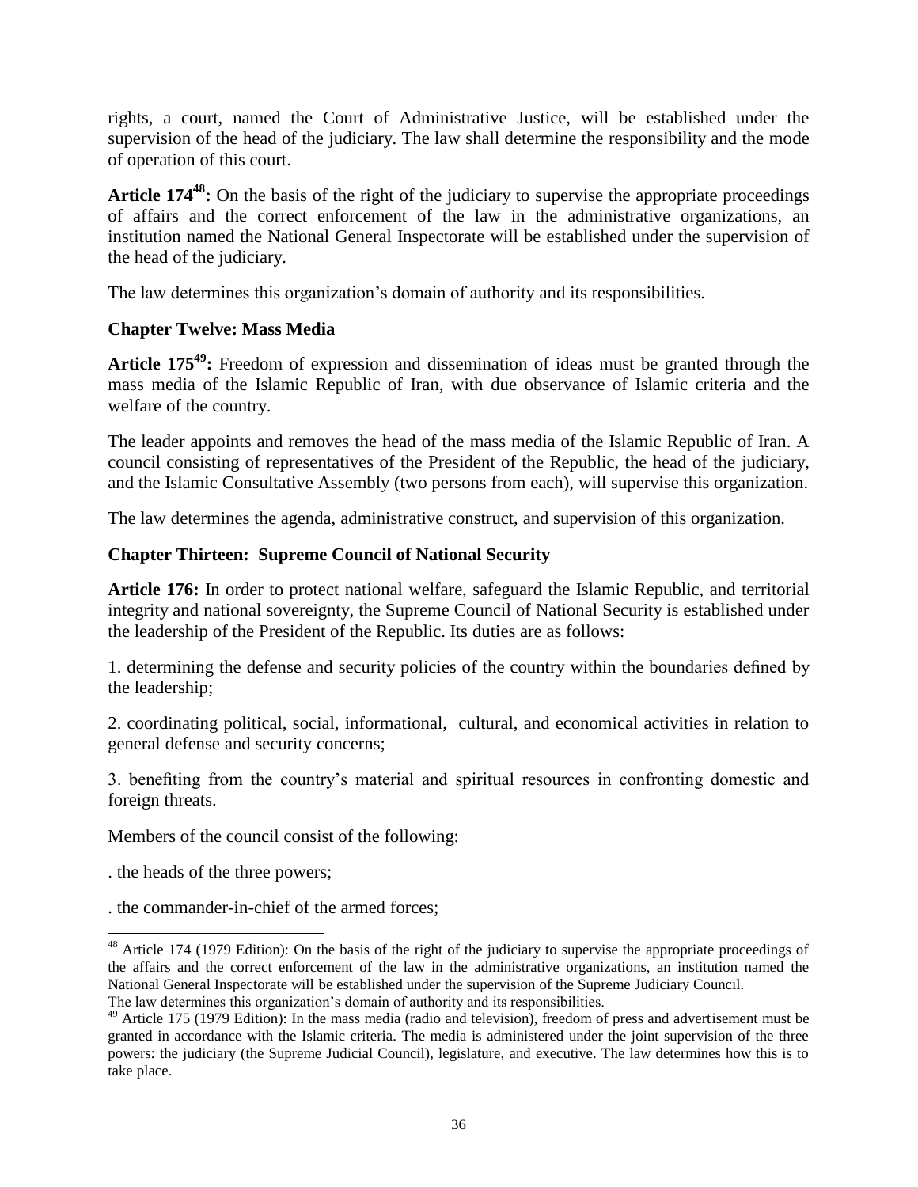rights, a court, named the Court of Administrative Justice, will be established under the supervision of the head of the judiciary. The law shall determine the responsibility and the mode of operation of this court.

**Article 174[48]:** On the basis of the right of the judiciary to supervise the appropriate proceedings of affairs and the correct enforcement of the law in the administrative organizations, an institution named the National General Inspectorate will be established under the supervision of the head of the judiciary.

The law determines this organization's domain of authority and its responsibilities.

### Chapter Twelve: Mass Media

**Article 175[49]:** Freedom of expression and dissemination of ideas must be granted through the mass media of the Islamic Republic of Iran, with due observance of Islamic criteria and the welfare of the country.

The leader appoints and removes the head of the mass media of the Islamic Republic of Iran. A council consisting of representatives of the President of the Republic, the head of the judiciary, and the Islamic Consultative Assembly (two persons from each), will supervise this organization.

The law determines the agenda, administrative construct, and supervision of this organization.

### Chapter Thirteen: Supreme Council of National Security

**Article 176:** In order to protect national welfare, safeguard the Islamic Republic, and territorial integrity and national sovereignty, the Supreme Council of National Security is established under the leadership of the President of the Republic. Its duties are as follows:

1. determining the defense and security policies of the country within the boundaries defined by the leadership;

2. coordinating political, social, informational, cultural, and economical activities in relation to general defense and security concerns;

3. benefiting from the country's material and spiritual resources in confronting domestic and foreign threats.

Members of the council consist of the following:

. the heads of the three powers;

. the commander-in-chief of the armed forces;

---

[48] Article 174 (1979 Edition): On the basis of the right of the judiciary to supervise the appropriate proceedings of the affairs and the correct enforcement of the law in the administrative organizations, an institution named the National General Inspectorate will be established under the supervision of the Supreme Judiciary Council.
The law determines this organization's domain of authority and its responsibilities.

[49] Article 175 (1979 Edition): In the mass media (radio and television), freedom of press and advertisement must be granted in accordance with the Islamic criteria. The media is administered under the joint supervision of the three powers: the judiciary (the Supreme Judicial Council), legislature, and executive. The law determines how this is to take place.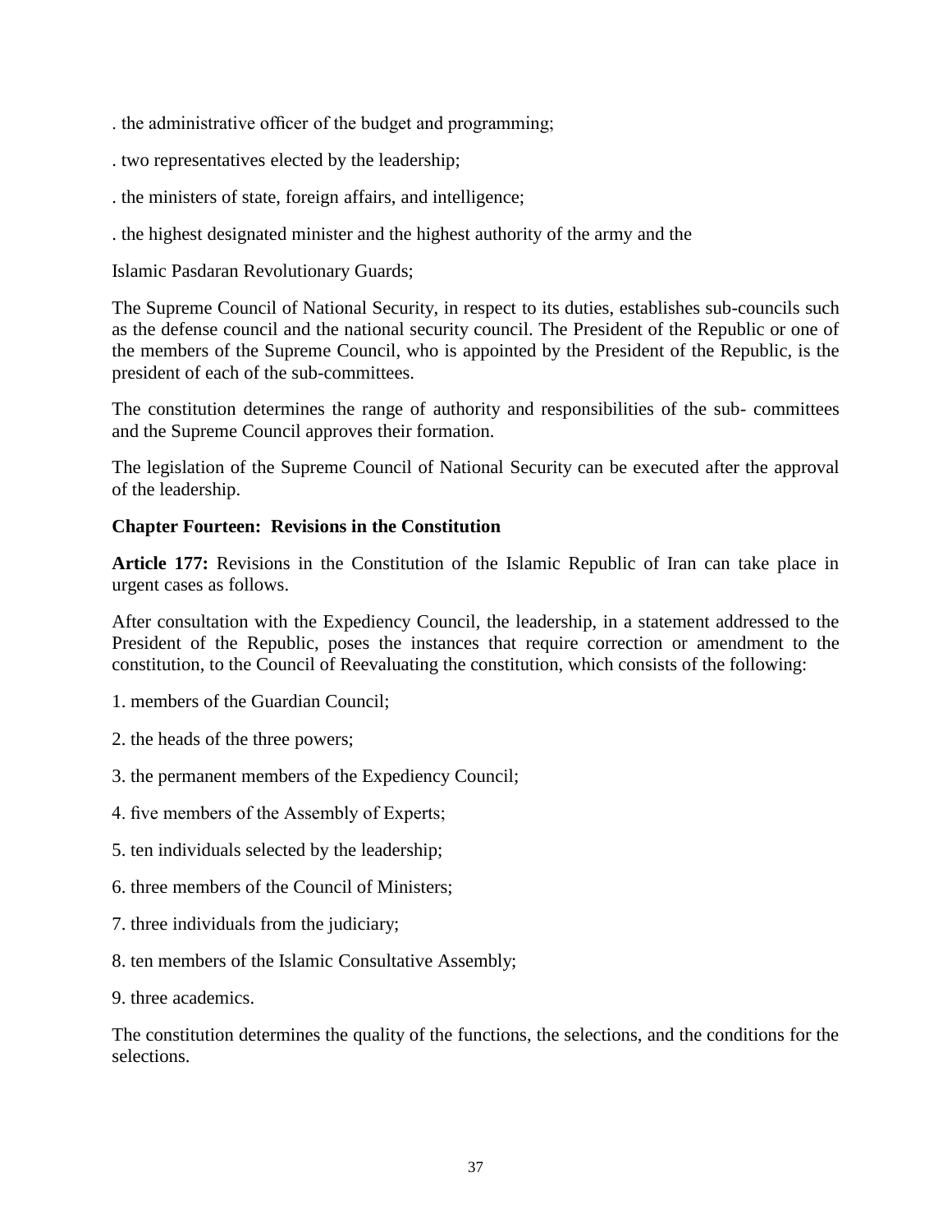. the administrative officer of the budget and programming;

. two representatives elected by the leadership;

. the ministers of state, foreign affairs, and intelligence;

. the highest designated minister and the highest authority of the army and the

Islamic Pasdaran Revolutionary Guards;

The Supreme Council of National Security, in respect to its duties, establishes sub-councils such as the defense council and the national security council. The President of the Republic or one of the members of the Supreme Council, who is appointed by the President of the Republic, is the president of each of the sub-committees.

The constitution determines the range of authority and responsibilities of the sub- committees and the Supreme Council approves their formation.

The legislation of the Supreme Council of National Security can be executed after the approval of the leadership.

**Chapter Fourteen: Revisions in the Constitution**

**Article 177:** Revisions in the Constitution of the Islamic Republic of Iran can take place in urgent cases as follows.

After consultation with the Expediency Council, the leadership, in a statement addressed to the President of the Republic, poses the instances that require correction or amendment to the constitution, to the Council of Reevaluating the constitution, which consists of the following:

1. members of the Guardian Council;
2. the heads of the three powers;
3. the permanent members of the Expediency Council;
4. five members of the Assembly of Experts;
5. ten individuals selected by the leadership;
6. three members of the Council of Ministers;
7. three individuals from the judiciary;
8. ten members of the Islamic Consultative Assembly;
9. three academics.

The constitution determines the quality of the functions, the selections, and the conditions for the selections.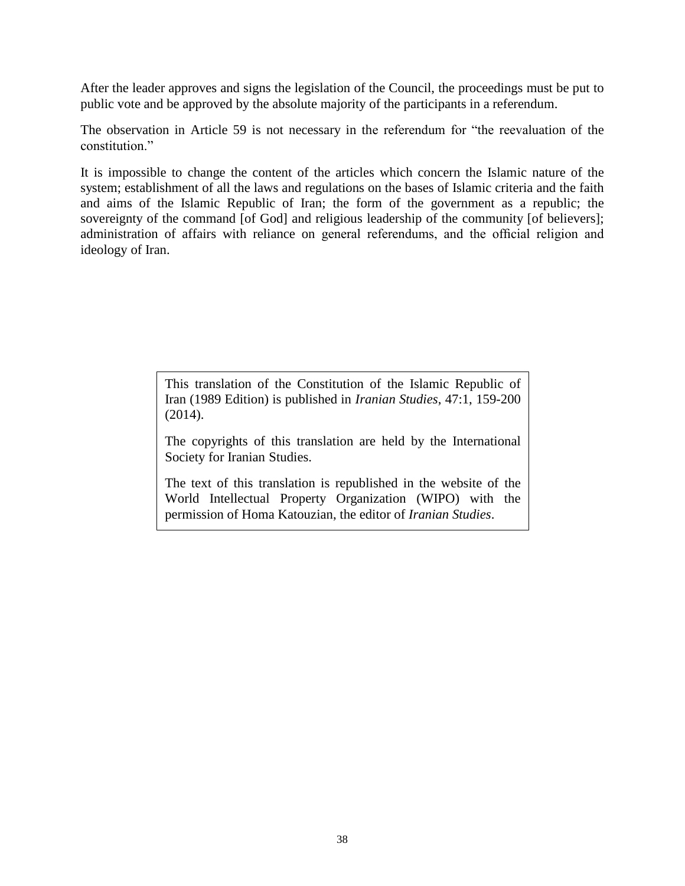After the leader approves and signs the legislation of the Council, the proceedings must be put to public vote and be approved by the absolute majority of the participants in a referendum.

The observation in Article 59 is not necessary in the referendum for "the reevaluation of the constitution."

It is impossible to change the content of the articles which concern the Islamic nature of the system; establishment of all the laws and regulations on the bases of Islamic criteria and the faith and aims of the Islamic Republic of Iran; the form of the government as a republic; the sovereignty of the command [of God] and religious leadership of the community [of believers]; administration of affairs with reliance on general referendums, and the official religion and ideology of Iran.

This translation of the Constitution of the Islamic Republic of Iran (1989 Edition) is published in *Iranian Studies*, 47:1, 159-200 (2014).

The copyrights of this translation are held by the International Society for Iranian Studies.

The text of this translation is republished in the website of the World Intellectual Property Organization (WIPO) with the permission of Homa Katouzian, the editor of *Iranian Studies*.